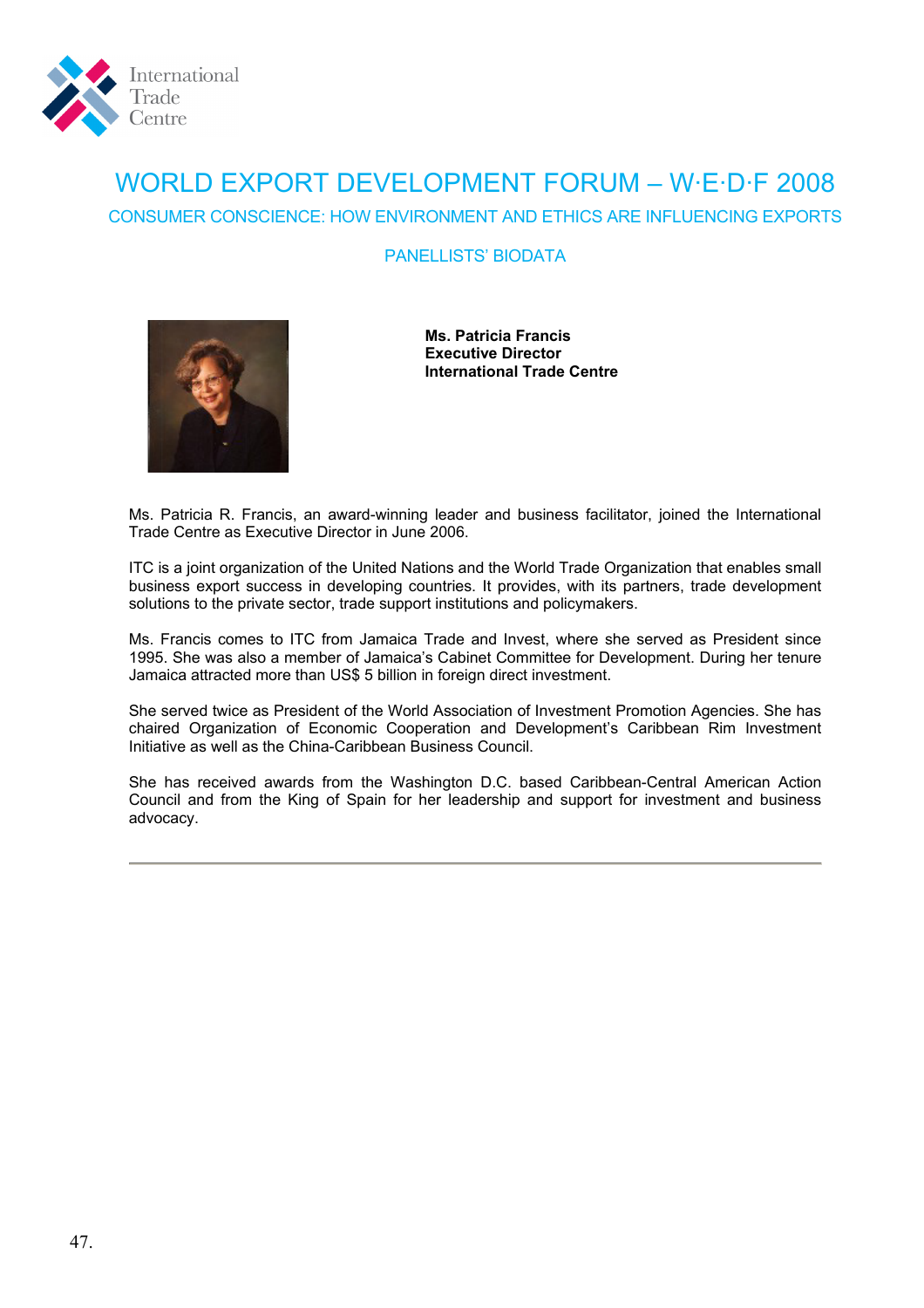International Trade Centre

# WORLD EXPORT DEVELOPMENT FORUM – W·E·D·F 2008

## CONSUMER CONSCIENCE: HOW ENVIRONMENT AND ETHICS ARE INFLUENCING EXPORTS

### PANELLISTS' BIODATA

**Ms. Patricia Francis**
**Executive Director**
**International Trade Centre**

Ms. Patricia R. Francis, an award-winning leader and business facilitator, joined the International Trade Centre as Executive Director in June 2006.

ITC is a joint organization of the United Nations and the World Trade Organization that enables small business export success in developing countries. It provides, with its partners, trade development solutions to the private sector, trade support institutions and policymakers.

Ms. Francis comes to ITC from Jamaica Trade and Invest, where she served as President since 1995. She was also a member of Jamaica's Cabinet Committee for Development. During her tenure Jamaica attracted more than US$ 5 billion in foreign direct investment.

She served twice as President of the World Association of Investment Promotion Agencies. She has chaired Organization of Economic Cooperation and Development's Caribbean Rim Investment Initiative as well as the China-Caribbean Business Council.

She has received awards from the Washington D.C. based Caribbean-Central American Action Council and from the King of Spain for her leadership and support for investment and business advocacy.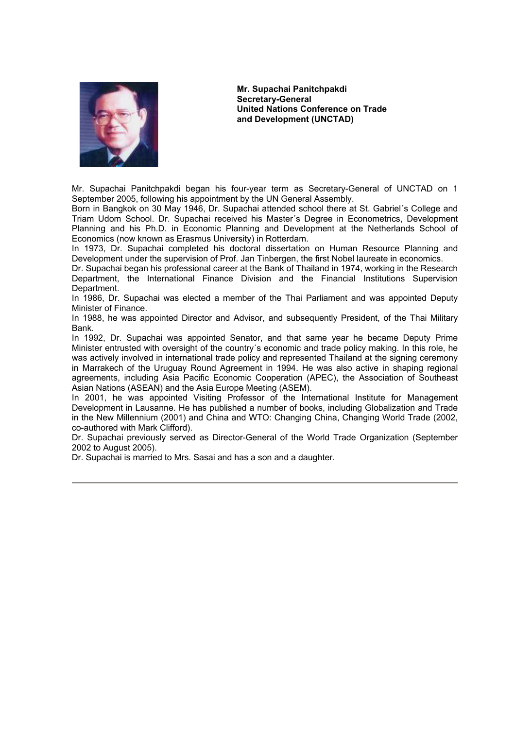**Mr. Supachai Panitchpakdi**
**Secretary-General**
**United Nations Conference on Trade and Development (UNCTAD)**

Mr. Supachai Panitchpakdi began his four-year term as Secretary-General of UNCTAD on 1 September 2005, following his appointment by the UN General Assembly.

Born in Bangkok on 30 May 1946, Dr. Supachai attended school there at St. Gabriel´s College and Triam Udom School. Dr. Supachai received his Master´s Degree in Econometrics, Development Planning and his Ph.D. in Economic Planning and Development at the Netherlands School of Economics (now known as Erasmus University) in Rotterdam.

In 1973, Dr. Supachai completed his doctoral dissertation on Human Resource Planning and Development under the supervision of Prof. Jan Tinbergen, the first Nobel laureate in economics.

Dr. Supachai began his professional career at the Bank of Thailand in 1974, working in the Research Department, the International Finance Division and the Financial Institutions Supervision Department.

In 1986, Dr. Supachai was elected a member of the Thai Parliament and was appointed Deputy Minister of Finance.

In 1988, he was appointed Director and Advisor, and subsequently President, of the Thai Military Bank.

In 1992, Dr. Supachai was appointed Senator, and that same year he became Deputy Prime Minister entrusted with oversight of the country´s economic and trade policy making. In this role, he was actively involved in international trade policy and represented Thailand at the signing ceremony in Marrakech of the Uruguay Round Agreement in 1994. He was also active in shaping regional agreements, including Asia Pacific Economic Cooperation (APEC), the Association of Southeast Asian Nations (ASEAN) and the Asia Europe Meeting (ASEM).

In 2001, he was appointed Visiting Professor of the International Institute for Management Development in Lausanne. He has published a number of books, including Globalization and Trade in the New Millennium (2001) and China and WTO: Changing China, Changing World Trade (2002, co-authored with Mark Clifford).

Dr. Supachai previously served as Director-General of the World Trade Organization (September 2002 to August 2005).

Dr. Supachai is married to Mrs. Sasai and has a son and a daughter.

---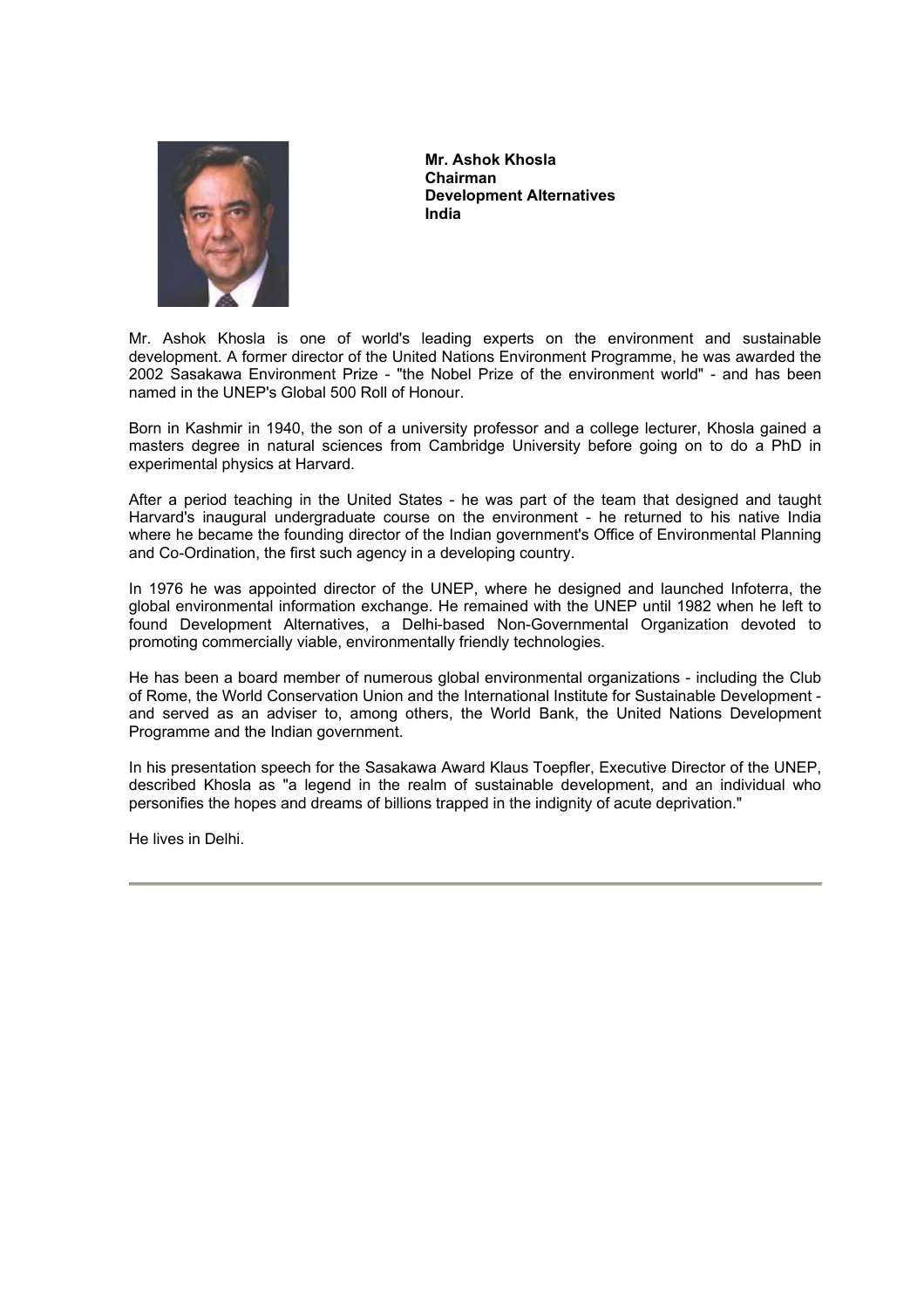**Mr. Ashok Khosla**
**Chairman**
**Development Alternatives**
**India**

Mr. Ashok Khosla is one of world's leading experts on the environment and sustainable development. A former director of the United Nations Environment Programme, he was awarded the 2002 Sasakawa Environment Prize - "the Nobel Prize of the environment world" - and has been named in the UNEP's Global 500 Roll of Honour.

Born in Kashmir in 1940, the son of a university professor and a college lecturer, Khosla gained a masters degree in natural sciences from Cambridge University before going on to do a PhD in experimental physics at Harvard.

After a period teaching in the United States - he was part of the team that designed and taught Harvard's inaugural undergraduate course on the environment - he returned to his native India where he became the founding director of the Indian government's Office of Environmental Planning and Co-Ordination, the first such agency in a developing country.

In 1976 he was appointed director of the UNEP, where he designed and launched Infoterra, the global environmental information exchange. He remained with the UNEP until 1982 when he left to found Development Alternatives, a Delhi-based Non-Governmental Organization devoted to promoting commercially viable, environmentally friendly technologies.

He has been a board member of numerous global environmental organizations - including the Club of Rome, the World Conservation Union and the International Institute for Sustainable Development - and served as an adviser to, among others, the World Bank, the United Nations Development Programme and the Indian government.

In his presentation speech for the Sasakawa Award Klaus Toepfler, Executive Director of the UNEP, described Khosla as "a legend in the realm of sustainable development, and an individual who personifies the hopes and dreams of billions trapped in the indignity of acute deprivation."

He lives in Delhi.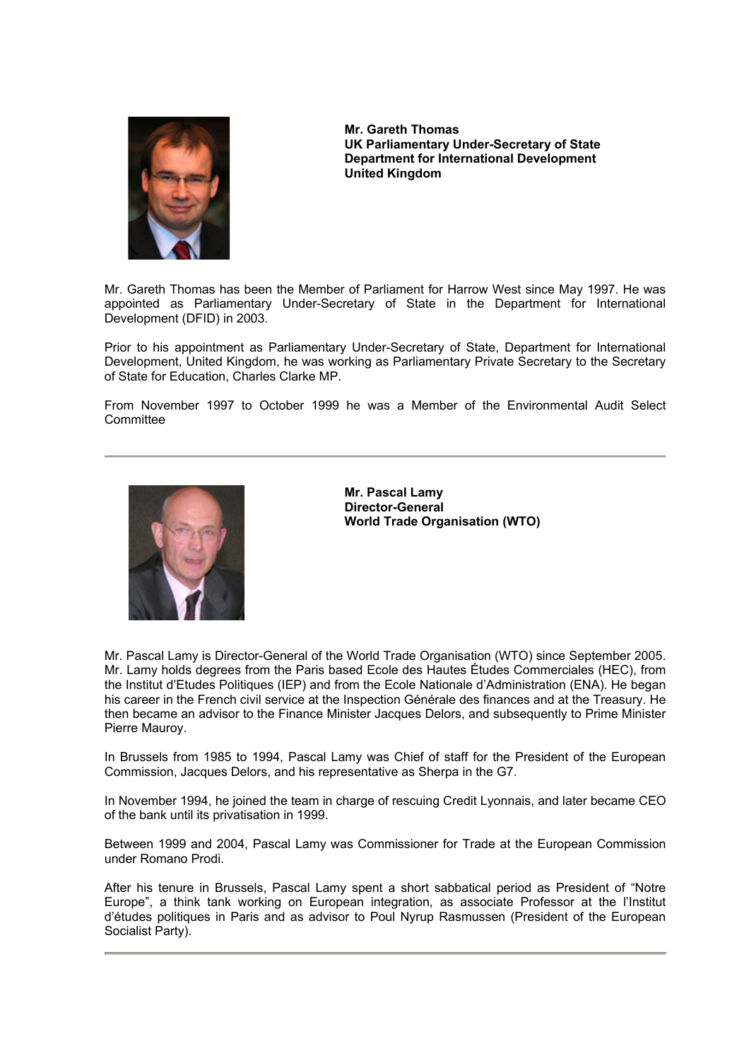**Mr. Gareth Thomas**
**UK Parliamentary Under-Secretary of State**
**Department for International Development**
**United Kingdom**

Mr. Gareth Thomas has been the Member of Parliament for Harrow West since May 1997. He was appointed as Parliamentary Under-Secretary of State in the Department for International Development (DFID) in 2003.

Prior to his appointment as Parliamentary Under-Secretary of State, Department for International Development, United Kingdom, he was working as Parliamentary Private Secretary to the Secretary of State for Education, Charles Clarke MP.

From November 1997 to October 1999 he was a Member of the Environmental Audit Select Committee

---

**Mr. Pascal Lamy**
**Director-General**
**World Trade Organisation (WTO)**

Mr. Pascal Lamy is Director-General of the World Trade Organisation (WTO) since September 2005. Mr. Lamy holds degrees from the Paris based Ecole des Hautes Études Commerciales (HEC), from the Institut d'Etudes Politiques (IEP) and from the Ecole Nationale d'Administration (ENA). He began his career in the French civil service at the Inspection Générale des finances and at the Treasury. He then became an advisor to the Finance Minister Jacques Delors, and subsequently to Prime Minister Pierre Mauroy.

In Brussels from 1985 to 1994, Pascal Lamy was Chief of staff for the President of the European Commission, Jacques Delors, and his representative as Sherpa in the G7.

In November 1994, he joined the team in charge of rescuing Credit Lyonnais, and later became CEO of the bank until its privatisation in 1999.

Between 1999 and 2004, Pascal Lamy was Commissioner for Trade at the European Commission under Romano Prodi.

After his tenure in Brussels, Pascal Lamy spent a short sabbatical period as President of "Notre Europe", a think tank working on European integration, as associate Professor at the l'Institut d'études politiques in Paris and as advisor to Poul Nyrup Rasmussen (President of the European Socialist Party).

---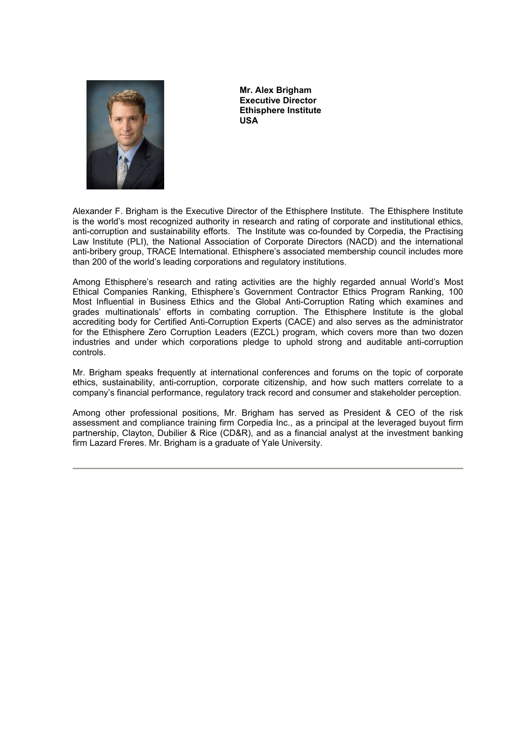**Mr. Alex Brigham**
**Executive Director**
**Ethisphere Institute**
**USA**

Alexander F. Brigham is the Executive Director of the Ethisphere Institute. The Ethisphere Institute is the world's most recognized authority in research and rating of corporate and institutional ethics, anti-corruption and sustainability efforts. The Institute was co-founded by Corpedia, the Practising Law Institute (PLI), the National Association of Corporate Directors (NACD) and the international anti-bribery group, TRACE International. Ethisphere's associated membership council includes more than 200 of the world's leading corporations and regulatory institutions.

Among Ethisphere's research and rating activities are the highly regarded annual World's Most Ethical Companies Ranking, Ethisphere's Government Contractor Ethics Program Ranking, 100 Most Influential in Business Ethics and the Global Anti-Corruption Rating which examines and grades multinationals' efforts in combating corruption. The Ethisphere Institute is the global accrediting body for Certified Anti-Corruption Experts (CACE) and also serves as the administrator for the Ethisphere Zero Corruption Leaders (EZCL) program, which covers more than two dozen industries and under which corporations pledge to uphold strong and auditable anti-corruption controls.

Mr. Brigham speaks frequently at international conferences and forums on the topic of corporate ethics, sustainability, anti-corruption, corporate citizenship, and how such matters correlate to a company's financial performance, regulatory track record and consumer and stakeholder perception.

Among other professional positions, Mr. Brigham has served as President & CEO of the risk assessment and compliance training firm Corpedia Inc., as a principal at the leveraged buyout firm partnership, Clayton, Dubilier & Rice (CD&R), and as a financial analyst at the investment banking firm Lazard Freres. Mr. Brigham is a graduate of Yale University.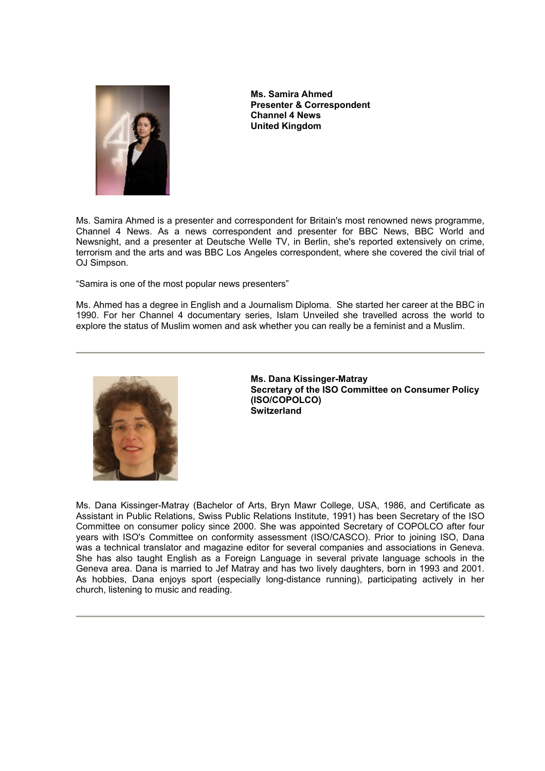**Ms. Samira Ahmed**
**Presenter & Correspondent**
**Channel 4 News**
**United Kingdom**

Ms. Samira Ahmed is a presenter and correspondent for Britain's most renowned news programme, Channel 4 News. As a news correspondent and presenter for BBC News, BBC World and Newsnight, and a presenter at Deutsche Welle TV, in Berlin, she's reported extensively on crime, terrorism and the arts and was BBC Los Angeles correspondent, where she covered the civil trial of OJ Simpson.

"Samira is one of the most popular news presenters"

Ms. Ahmed has a degree in English and a Journalism Diploma. She started her career at the BBC in 1990. For her Channel 4 documentary series, Islam Unveiled she travelled across the world to explore the status of Muslim women and ask whether you can really be a feminist and a Muslim.

---

**Ms. Dana Kissinger-Matray**
**Secretary of the ISO Committee on Consumer Policy (ISO/COPOLCO)**
**Switzerland**

Ms. Dana Kissinger-Matray (Bachelor of Arts, Bryn Mawr College, USA, 1986, and Certificate as Assistant in Public Relations, Swiss Public Relations Institute, 1991) has been Secretary of the ISO Committee on consumer policy since 2000. She was appointed Secretary of COPOLCO after four years with ISO's Committee on conformity assessment (ISO/CASCO). Prior to joining ISO, Dana was a technical translator and magazine editor for several companies and associations in Geneva. She has also taught English as a Foreign Language in several private language schools in the Geneva area. Dana is married to Jef Matray and has two lively daughters, born in 1993 and 2001. As hobbies, Dana enjoys sport (especially long-distance running), participating actively in her church, listening to music and reading.

---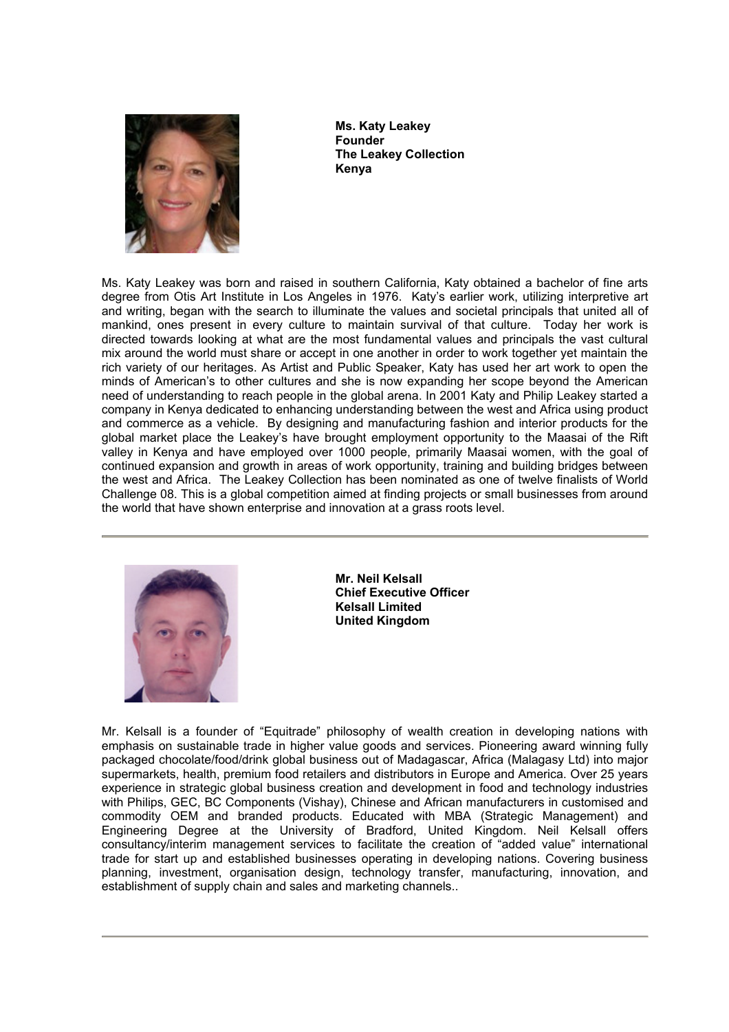**Ms. Katy Leakey**
**Founder**
**The Leakey Collection**
**Kenya**

Ms. Katy Leakey was born and raised in southern California, Katy obtained a bachelor of fine arts degree from Otis Art Institute in Los Angeles in 1976. Katy's earlier work, utilizing interpretive art and writing, began with the search to illuminate the values and societal principals that united all of mankind, ones present in every culture to maintain survival of that culture. Today her work is directed towards looking at what are the most fundamental values and principals the vast cultural mix around the world must share or accept in one another in order to work together yet maintain the rich variety of our heritages. As Artist and Public Speaker, Katy has used her art work to open the minds of American's to other cultures and she is now expanding her scope beyond the American need of understanding to reach people in the global arena. In 2001 Katy and Philip Leakey started a company in Kenya dedicated to enhancing understanding between the west and Africa using product and commerce as a vehicle. By designing and manufacturing fashion and interior products for the global market place the Leakey's have brought employment opportunity to the Maasai of the Rift valley in Kenya and have employed over 1000 people, primarily Maasai women, with the goal of continued expansion and growth in areas of work opportunity, training and building bridges between the west and Africa. The Leakey Collection has been nominated as one of twelve finalists of World Challenge 08. This is a global competition aimed at finding projects or small businesses from around the world that have shown enterprise and innovation at a grass roots level.

---

**Mr. Neil Kelsall**
**Chief Executive Officer**
**Kelsall Limited**
**United Kingdom**

Mr. Kelsall is a founder of "Equitrade" philosophy of wealth creation in developing nations with emphasis on sustainable trade in higher value goods and services. Pioneering award winning fully packaged chocolate/food/drink global business out of Madagascar, Africa (Malagasy Ltd) into major supermarkets, health, premium food retailers and distributors in Europe and America. Over 25 years experience in strategic global business creation and development in food and technology industries with Philips, GEC, BC Components (Vishay), Chinese and African manufacturers in customised and commodity OEM and branded products. Educated with MBA (Strategic Management) and Engineering Degree at the University of Bradford, United Kingdom. Neil Kelsall offers consultancy/interim management services to facilitate the creation of "added value" international trade for start up and established businesses operating in developing nations. Covering business planning, investment, organisation design, technology transfer, manufacturing, innovation, and establishment of supply chain and sales and marketing channels..

---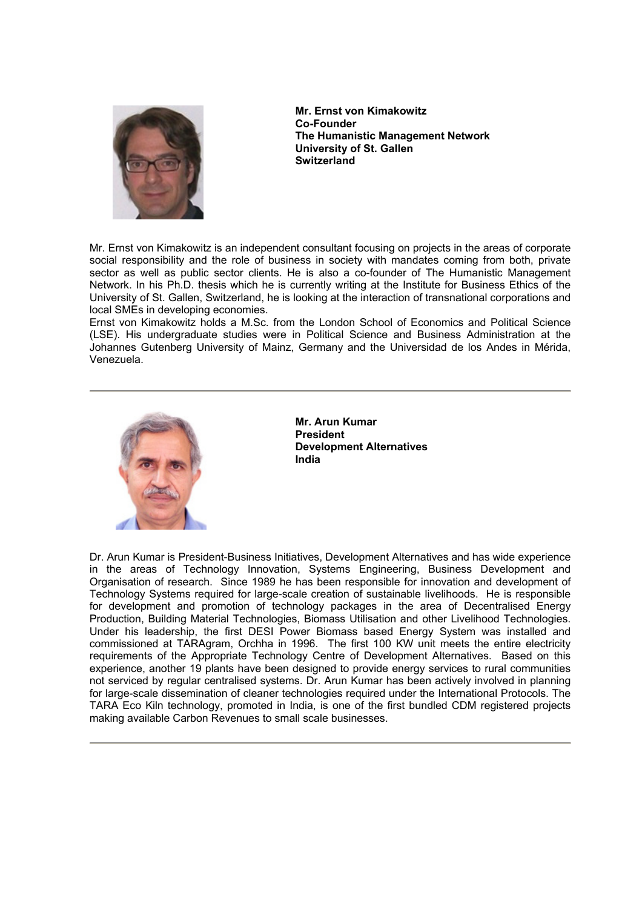**Mr. Ernst von Kimakowitz**
**Co-Founder**
**The Humanistic Management Network**
**University of St. Gallen**
**Switzerland**

Mr. Ernst von Kimakowitz is an independent consultant focusing on projects in the areas of corporate social responsibility and the role of business in society with mandates coming from both, private sector as well as public sector clients. He is also a co-founder of The Humanistic Management Network. In his Ph.D. thesis which he is currently writing at the Institute for Business Ethics of the University of St. Gallen, Switzerland, he is looking at the interaction of transnational corporations and local SMEs in developing economies.
Ernst von Kimakowitz holds a M.Sc. from the London School of Economics and Political Science (LSE). His undergraduate studies were in Political Science and Business Administration at the Johannes Gutenberg University of Mainz, Germany and the Universidad de los Andes in Mérida, Venezuela.

---

**Mr. Arun Kumar**
**President**
**Development Alternatives**
**India**

Dr. Arun Kumar is President-Business Initiatives, Development Alternatives and has wide experience in the areas of Technology Innovation, Systems Engineering, Business Development and Organisation of research. Since 1989 he has been responsible for innovation and development of Technology Systems required for large-scale creation of sustainable livelihoods. He is responsible for development and promotion of technology packages in the area of Decentralised Energy Production, Building Material Technologies, Biomass Utilisation and other Livelihood Technologies. Under his leadership, the first DESI Power Biomass based Energy System was installed and commissioned at TARAgram, Orchha in 1996. The first 100 KW unit meets the entire electricity requirements of the Appropriate Technology Centre of Development Alternatives. Based on this experience, another 19 plants have been designed to provide energy services to rural communities not serviced by regular centralised systems. Dr. Arun Kumar has been actively involved in planning for large-scale dissemination of cleaner technologies required under the International Protocols. The TARA Eco Kiln technology, promoted in India, is one of the first bundled CDM registered projects making available Carbon Revenues to small scale businesses.

---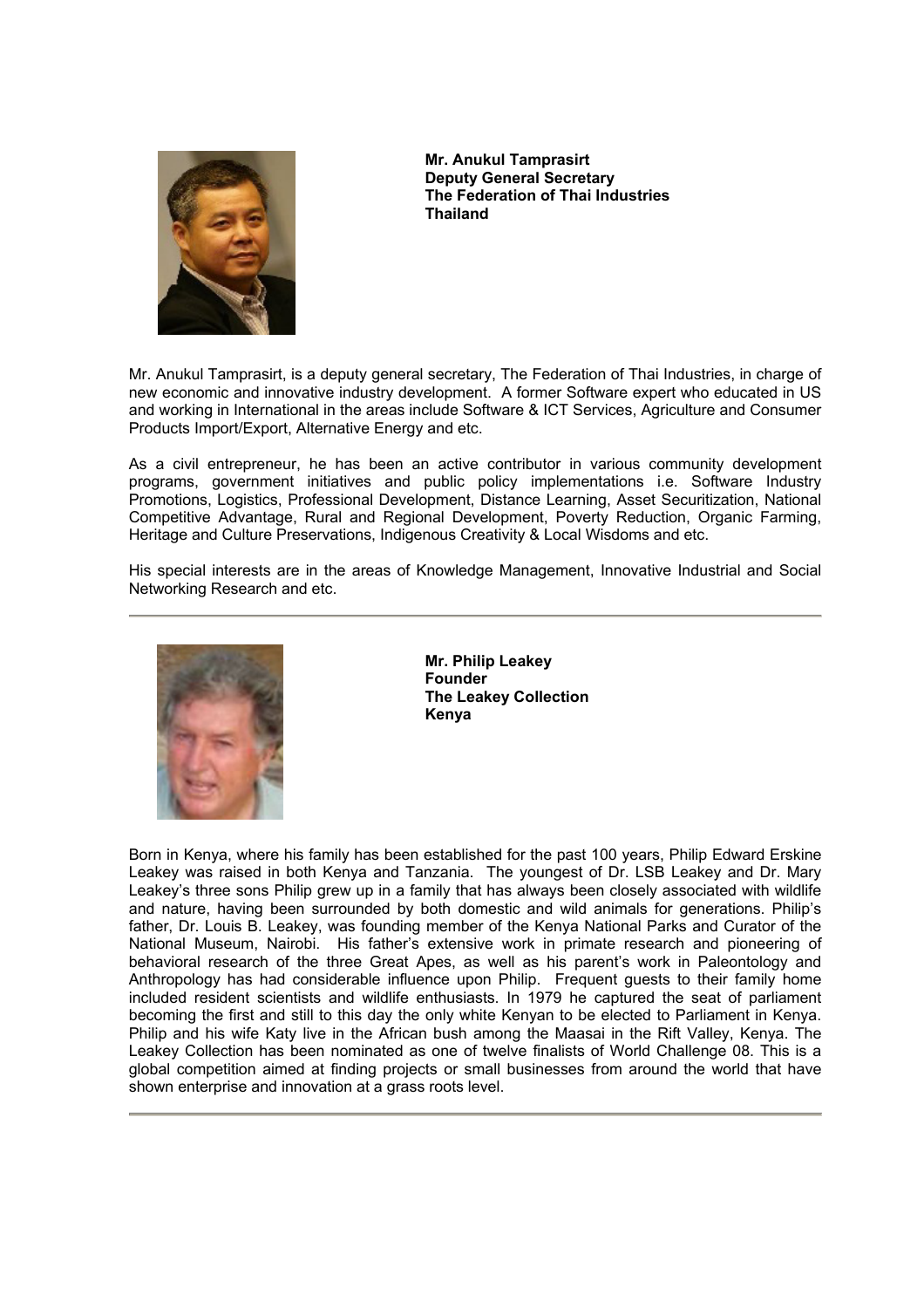**Mr. Anukul Tamprasirt**
**Deputy General Secretary**
**The Federation of Thai Industries**
**Thailand**

Mr. Anukul Tamprasirt, is a deputy general secretary, The Federation of Thai Industries, in charge of new economic and innovative industry development. A former Software expert who educated in US and working in International in the areas include Software & ICT Services, Agriculture and Consumer Products Import/Export, Alternative Energy and etc.

As a civil entrepreneur, he has been an active contributor in various community development programs, government initiatives and public policy implementations i.e. Software Industry Promotions, Logistics, Professional Development, Distance Learning, Asset Securitization, National Competitive Advantage, Rural and Regional Development, Poverty Reduction, Organic Farming, Heritage and Culture Preservations, Indigenous Creativity & Local Wisdoms and etc.

His special interests are in the areas of Knowledge Management, Innovative Industrial and Social Networking Research and etc.

---

**Mr. Philip Leakey**
**Founder**
**The Leakey Collection**
**Kenya**

Born in Kenya, where his family has been established for the past 100 years, Philip Edward Erskine Leakey was raised in both Kenya and Tanzania. The youngest of Dr. LSB Leakey and Dr. Mary Leakey's three sons Philip grew up in a family that has always been closely associated with wildlife and nature, having been surrounded by both domestic and wild animals for generations. Philip's father, Dr. Louis B. Leakey, was founding member of the Kenya National Parks and Curator of the National Museum, Nairobi. His father's extensive work in primate research and pioneering of behavioral research of the three Great Apes, as well as his parent's work in Paleontology and Anthropology has had considerable influence upon Philip. Frequent guests to their family home included resident scientists and wildlife enthusiasts. In 1979 he captured the seat of parliament becoming the first and still to this day the only white Kenyan to be elected to Parliament in Kenya. Philip and his wife Katy live in the African bush among the Maasai in the Rift Valley, Kenya. The Leakey Collection has been nominated as one of twelve finalists of World Challenge 08. This is a global competition aimed at finding projects or small businesses from around the world that have shown enterprise and innovation at a grass roots level.

---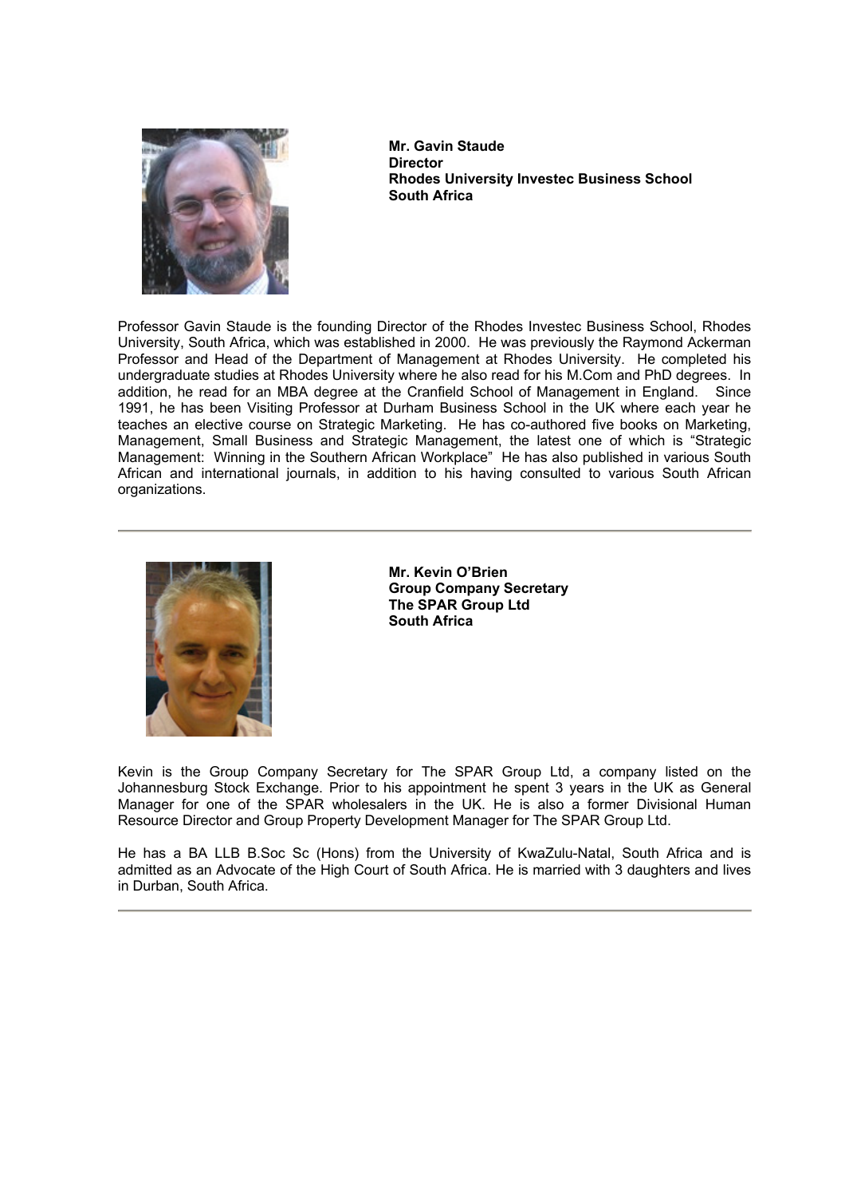**Mr. Gavin Staude**
**Director**
**Rhodes University Investec Business School**
**South Africa**

Professor Gavin Staude is the founding Director of the Rhodes Investec Business School, Rhodes University, South Africa, which was established in 2000. He was previously the Raymond Ackerman Professor and Head of the Department of Management at Rhodes University. He completed his undergraduate studies at Rhodes University where he also read for his M.Com and PhD degrees. In addition, he read for an MBA degree at the Cranfield School of Management in England. Since 1991, he has been Visiting Professor at Durham Business School in the UK where each year he teaches an elective course on Strategic Marketing. He has co-authored five books on Marketing, Management, Small Business and Strategic Management, the latest one of which is "Strategic Management: Winning in the Southern African Workplace" He has also published in various South African and international journals, in addition to his having consulted to various South African organizations.

---

**Mr. Kevin O'Brien**
**Group Company Secretary**
**The SPAR Group Ltd**
**South Africa**

Kevin is the Group Company Secretary for The SPAR Group Ltd, a company listed on the Johannesburg Stock Exchange. Prior to his appointment he spent 3 years in the UK as General Manager for one of the SPAR wholesalers in the UK. He is also a former Divisional Human Resource Director and Group Property Development Manager for The SPAR Group Ltd.

He has a BA LLB B.Soc Sc (Hons) from the University of KwaZulu-Natal, South Africa and is admitted as an Advocate of the High Court of South Africa. He is married with 3 daughters and lives in Durban, South Africa.

---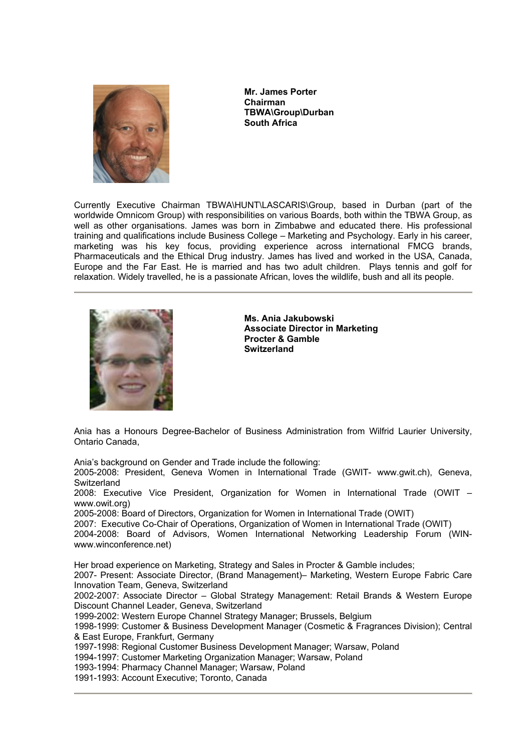**Mr. James Porter**
**Chairman**
**TBWA\Group\Durban**
**South Africa**

Currently Executive Chairman TBWA\HUNT\LASCARIS\Group, based in Durban (part of the worldwide Omnicom Group) with responsibilities on various Boards, both within the TBWA Group, as well as other organisations. James was born in Zimbabwe and educated there. His professional training and qualifications include Business College – Marketing and Psychology. Early in his career, marketing was his key focus, providing experience across international FMCG brands, Pharmaceuticals and the Ethical Drug industry. James has lived and worked in the USA, Canada, Europe and the Far East. He is married and has two adult children. Plays tennis and golf for relaxation. Widely travelled, he is a passionate African, loves the wildlife, bush and all its people.

---

**Ms. Ania Jakubowski**
**Associate Director in Marketing**
**Procter & Gamble**
**Switzerland**

Ania has a Honours Degree-Bachelor of Business Administration from Wilfrid Laurier University, Ontario Canada,

Ania's background on Gender and Trade include the following:
2005-2008: President, Geneva Women in International Trade (GWIT- www.gwit.ch), Geneva, Switzerland
2008: Executive Vice President, Organization for Women in International Trade (OWIT – www.owit.org)
2005-2008: Board of Directors, Organization for Women in International Trade (OWIT)
2007: Executive Co-Chair of Operations, Organization of Women in International Trade (OWIT)
2004-2008: Board of Advisors, Women International Networking Leadership Forum (WIN- www.winconference.net)

Her broad experience on Marketing, Strategy and Sales in Procter & Gamble includes;
2007- Present: Associate Director, (Brand Management)– Marketing, Western Europe Fabric Care Innovation Team, Geneva, Switzerland
2002-2007: Associate Director – Global Strategy Management: Retail Brands & Western Europe Discount Channel Leader, Geneva, Switzerland
1999-2002: Western Europe Channel Strategy Manager; Brussels, Belgium
1998-1999: Customer & Business Development Manager (Cosmetic & Fragrances Division); Central & East Europe, Frankfurt, Germany
1997-1998: Regional Customer Business Development Manager; Warsaw, Poland
1994-1997: Customer Marketing Organization Manager; Warsaw, Poland
1993-1994: Pharmacy Channel Manager; Warsaw, Poland
1991-1993: Account Executive; Toronto, Canada

---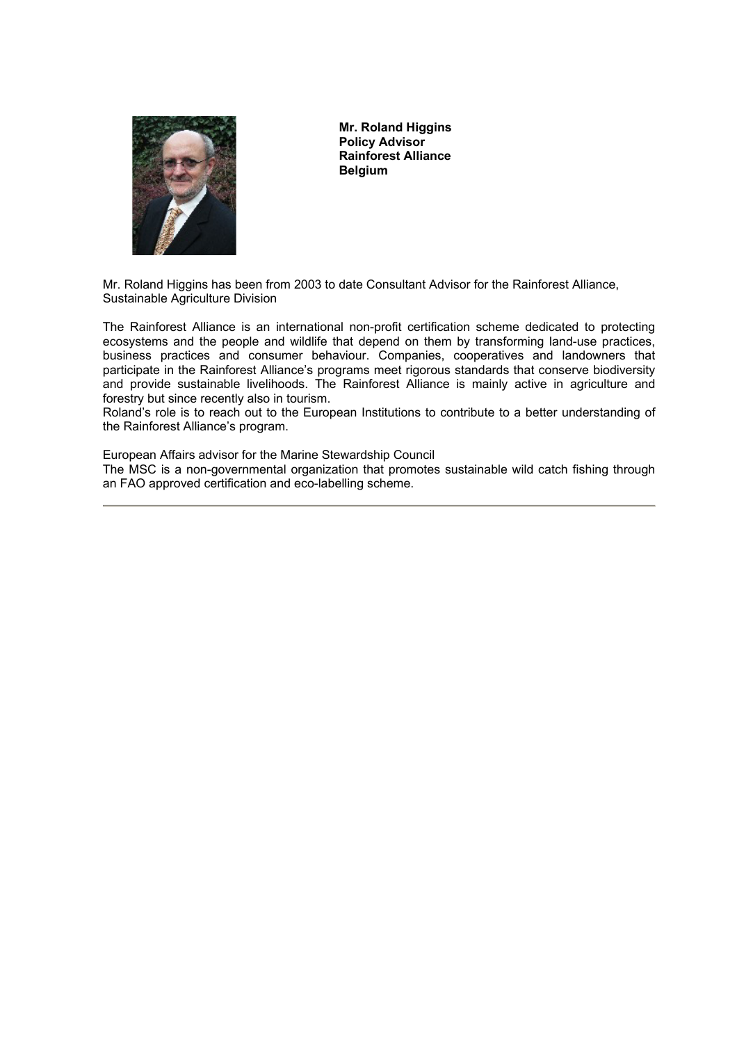**Mr. Roland Higgins**
**Policy Advisor**
**Rainforest Alliance**
**Belgium**

Mr. Roland Higgins has been from 2003 to date Consultant Advisor for the Rainforest Alliance, Sustainable Agriculture Division

The Rainforest Alliance is an international non-profit certification scheme dedicated to protecting ecosystems and the people and wildlife that depend on them by transforming land-use practices, business practices and consumer behaviour. Companies, cooperatives and landowners that participate in the Rainforest Alliance's programs meet rigorous standards that conserve biodiversity and provide sustainable livelihoods. The Rainforest Alliance is mainly active in agriculture and forestry but since recently also in tourism.
Roland's role is to reach out to the European Institutions to contribute to a better understanding of the Rainforest Alliance's program.

European Affairs advisor for the Marine Stewardship Council
The MSC is a non-governmental organization that promotes sustainable wild catch fishing through an FAO approved certification and eco-labelling scheme.

---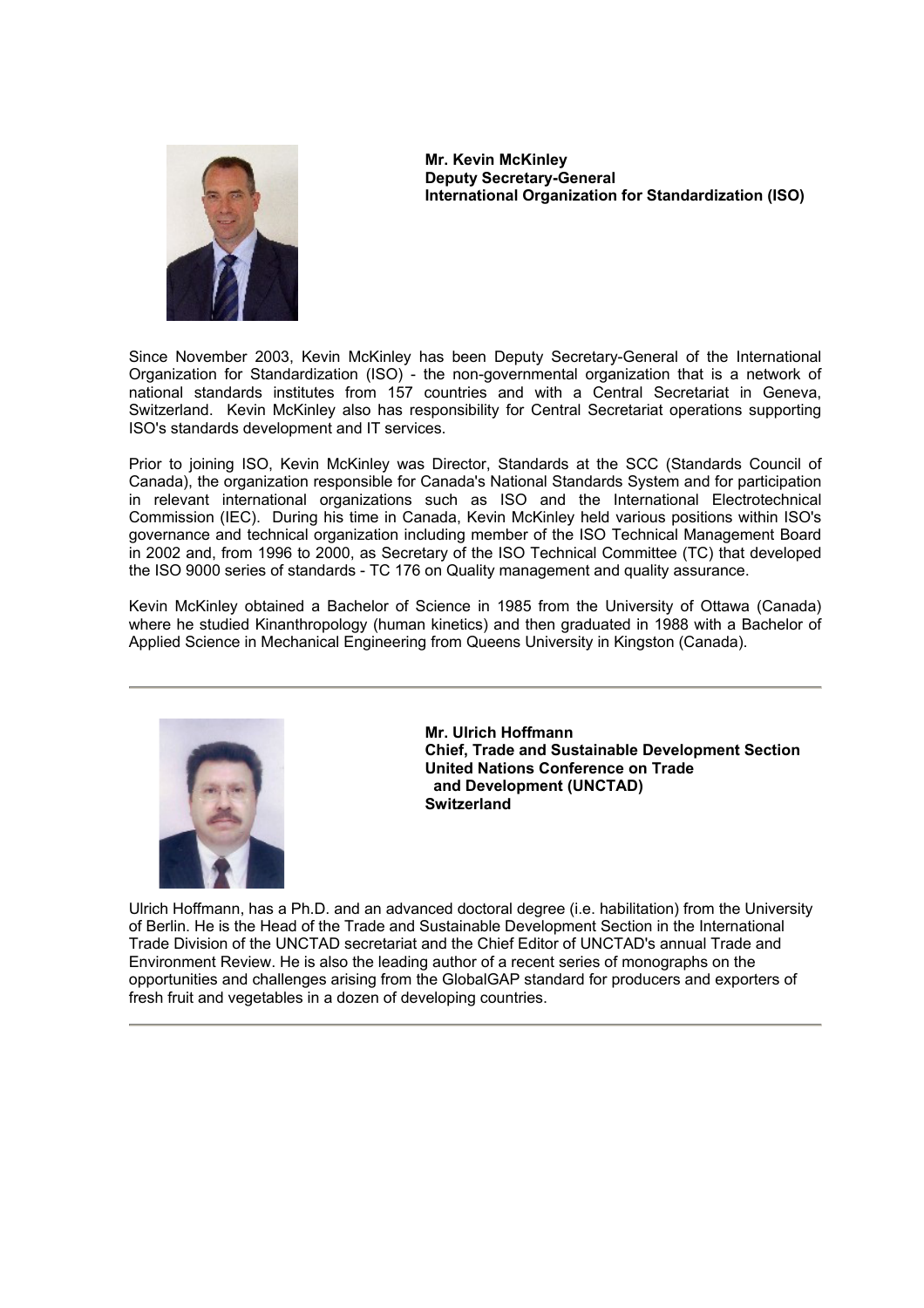**Mr. Kevin McKinley**
**Deputy Secretary-General**
**International Organization for Standardization (ISO)**

Since November 2003, Kevin McKinley has been Deputy Secretary-General of the International Organization for Standardization (ISO) - the non-governmental organization that is a network of national standards institutes from 157 countries and with a Central Secretariat in Geneva, Switzerland. Kevin McKinley also has responsibility for Central Secretariat operations supporting ISO's standards development and IT services.

Prior to joining ISO, Kevin McKinley was Director, Standards at the SCC (Standards Council of Canada), the organization responsible for Canada's National Standards System and for participation in relevant international organizations such as ISO and the International Electrotechnical Commission (IEC). During his time in Canada, Kevin McKinley held various positions within ISO's governance and technical organization including member of the ISO Technical Management Board in 2002 and, from 1996 to 2000, as Secretary of the ISO Technical Committee (TC) that developed the ISO 9000 series of standards - TC 176 on Quality management and quality assurance.

Kevin McKinley obtained a Bachelor of Science in 1985 from the University of Ottawa (Canada) where he studied Kinanthropology (human kinetics) and then graduated in 1988 with a Bachelor of Applied Science in Mechanical Engineering from Queens University in Kingston (Canada).

---

**Mr. Ulrich Hoffmann**
**Chief, Trade and Sustainable Development Section**
**United Nations Conference on Trade and Development (UNCTAD)**
**Switzerland**

Ulrich Hoffmann, has a Ph.D. and an advanced doctoral degree (i.e. habilitation) from the University of Berlin. He is the Head of the Trade and Sustainable Development Section in the International Trade Division of the UNCTAD secretariat and the Chief Editor of UNCTAD's annual Trade and Environment Review. He is also the leading author of a recent series of monographs on the opportunities and challenges arising from the GlobalGAP standard for producers and exporters of fresh fruit and vegetables in a dozen of developing countries.

---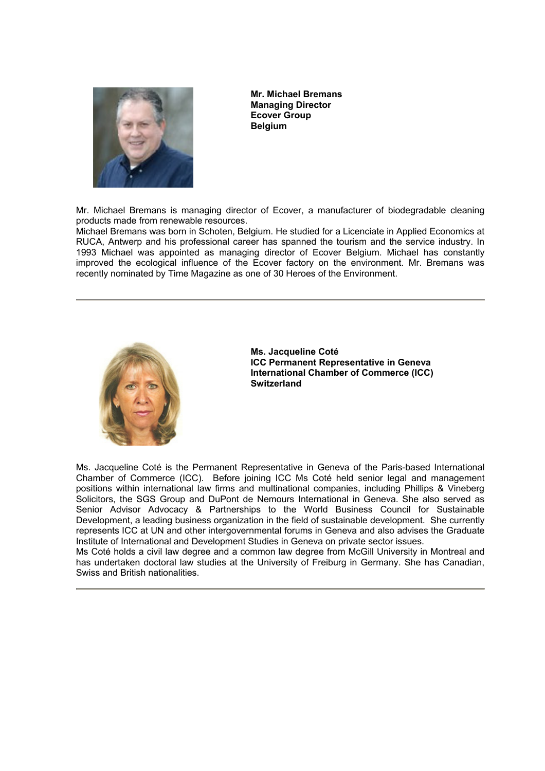**Mr. Michael Bremans**
**Managing Director**
**Ecover Group**
**Belgium**

Mr. Michael Bremans is managing director of Ecover, a manufacturer of biodegradable cleaning products made from renewable resources.
Michael Bremans was born in Schoten, Belgium. He studied for a Licenciate in Applied Economics at RUCA, Antwerp and his professional career has spanned the tourism and the service industry. In 1993 Michael was appointed as managing director of Ecover Belgium. Michael has constantly improved the ecological influence of the Ecover factory on the environment. Mr. Bremans was recently nominated by Time Magazine as one of 30 Heroes of the Environment.

---

**Ms. Jacqueline Coté**
**ICC Permanent Representative in Geneva**
**International Chamber of Commerce (ICC)**
**Switzerland**

Ms. Jacqueline Coté is the Permanent Representative in Geneva of the Paris-based International Chamber of Commerce (ICC). Before joining ICC Ms Coté held senior legal and management positions within international law firms and multinational companies, including Phillips & Vineberg Solicitors, the SGS Group and DuPont de Nemours International in Geneva. She also served as Senior Advisor Advocacy & Partnerships to the World Business Council for Sustainable Development, a leading business organization in the field of sustainable development. She currently represents ICC at UN and other intergovernmental forums in Geneva and also advises the Graduate Institute of International and Development Studies in Geneva on private sector issues.
Ms Coté holds a civil law degree and a common law degree from McGill University in Montreal and has undertaken doctoral law studies at the University of Freiburg in Germany. She has Canadian, Swiss and British nationalities.

---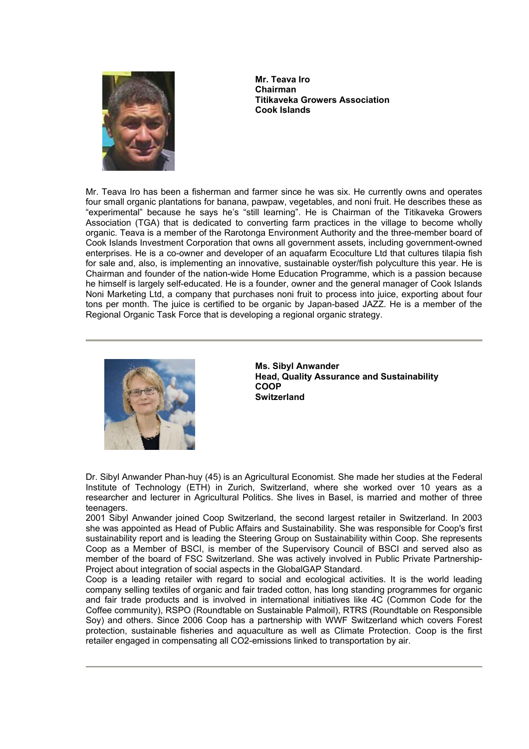**Mr. Teava Iro**
**Chairman**
**Titikaveka Growers Association**
**Cook Islands**

Mr. Teava Iro has been a fisherman and farmer since he was six. He currently owns and operates four small organic plantations for banana, pawpaw, vegetables, and noni fruit. He describes these as "experimental" because he says he's "still learning". He is Chairman of the Titikaveka Growers Association (TGA) that is dedicated to converting farm practices in the village to become wholly organic. Teava is a member of the Rarotonga Environment Authority and the three-member board of Cook Islands Investment Corporation that owns all government assets, including government-owned enterprises. He is a co-owner and developer of an aquafarm Ecoculture Ltd that cultures tilapia fish for sale and, also, is implementing an innovative, sustainable oyster/fish polyculture this year. He is Chairman and founder of the nation-wide Home Education Programme, which is a passion because he himself is largely self-educated. He is a founder, owner and the general manager of Cook Islands Noni Marketing Ltd, a company that purchases noni fruit to process into juice, exporting about four tons per month. The juice is certified to be organic by Japan-based JAZZ. He is a member of the Regional Organic Task Force that is developing a regional organic strategy.

---

**Ms. Sibyl Anwander**
**Head, Quality Assurance and Sustainability**
**COOP**
**Switzerland**

Dr. Sibyl Anwander Phan-huy (45) is an Agricultural Economist. She made her studies at the Federal Institute of Technology (ETH) in Zurich, Switzerland, where she worked over 10 years as a researcher and lecturer in Agricultural Politics. She lives in Basel, is married and mother of three teenagers.

2001 Sibyl Anwander joined Coop Switzerland, the second largest retailer in Switzerland. In 2003 she was appointed as Head of Public Affairs and Sustainability. She was responsible for Coop's first sustainability report and is leading the Steering Group on Sustainability within Coop. She represents Coop as a Member of BSCI, is member of the Supervisory Council of BSCI and served also as member of the board of FSC Switzerland. She was actively involved in Public Private Partnership-Project about integration of social aspects in the GlobalGAP Standard.

Coop is a leading retailer with regard to social and ecological activities. It is the world leading company selling textiles of organic and fair traded cotton, has long standing programmes for organic and fair trade products and is involved in international initiatives like 4C (Common Code for the Coffee community), RSPO (Roundtable on Sustainable Palmoil), RTRS (Roundtable on Responsible Soy) and others. Since 2006 Coop has a partnership with WWF Switzerland which covers Forest protection, sustainable fisheries and aquaculture as well as Climate Protection. Coop is the first retailer engaged in compensating all $CO_2$-emissions linked to transportation by air.

---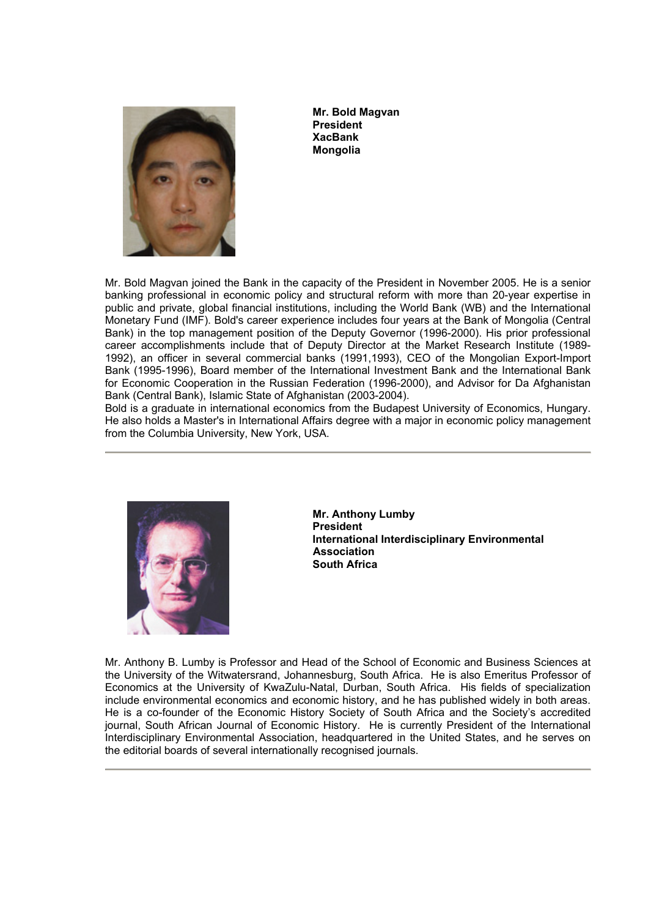**Mr. Bold Magvan**
**President**
**XacBank**
**Mongolia**

Mr. Bold Magvan joined the Bank in the capacity of the President in November 2005. He is a senior banking professional in economic policy and structural reform with more than 20-year expertise in public and private, global financial institutions, including the World Bank (WB) and the International Monetary Fund (IMF). Bold's career experience includes four years at the Bank of Mongolia (Central Bank) in the top management position of the Deputy Governor (1996-2000). His prior professional career accomplishments include that of Deputy Director at the Market Research Institute (1989-1992), an officer in several commercial banks (1991,1993), CEO of the Mongolian Export-Import Bank (1995-1996), Board member of the International Investment Bank and the International Bank for Economic Cooperation in the Russian Federation (1996-2000), and Advisor for Da Afghanistan Bank (Central Bank), Islamic State of Afghanistan (2003-2004).

Bold is a graduate in international economics from the Budapest University of Economics, Hungary. He also holds a Master's in International Affairs degree with a major in economic policy management from the Columbia University, New York, USA.

---

**Mr. Anthony Lumby**
**President**
**International Interdisciplinary Environmental Association**
**South Africa**

Mr. Anthony B. Lumby is Professor and Head of the School of Economic and Business Sciences at the University of the Witwatersrand, Johannesburg, South Africa. He is also Emeritus Professor of Economics at the University of KwaZulu-Natal, Durban, South Africa. His fields of specialization include environmental economics and economic history, and he has published widely in both areas. He is a co-founder of the Economic History Society of South Africa and the Society's accredited journal, South African Journal of Economic History. He is currently President of the International Interdisciplinary Environmental Association, headquartered in the United States, and he serves on the editorial boards of several internationally recognised journals.

---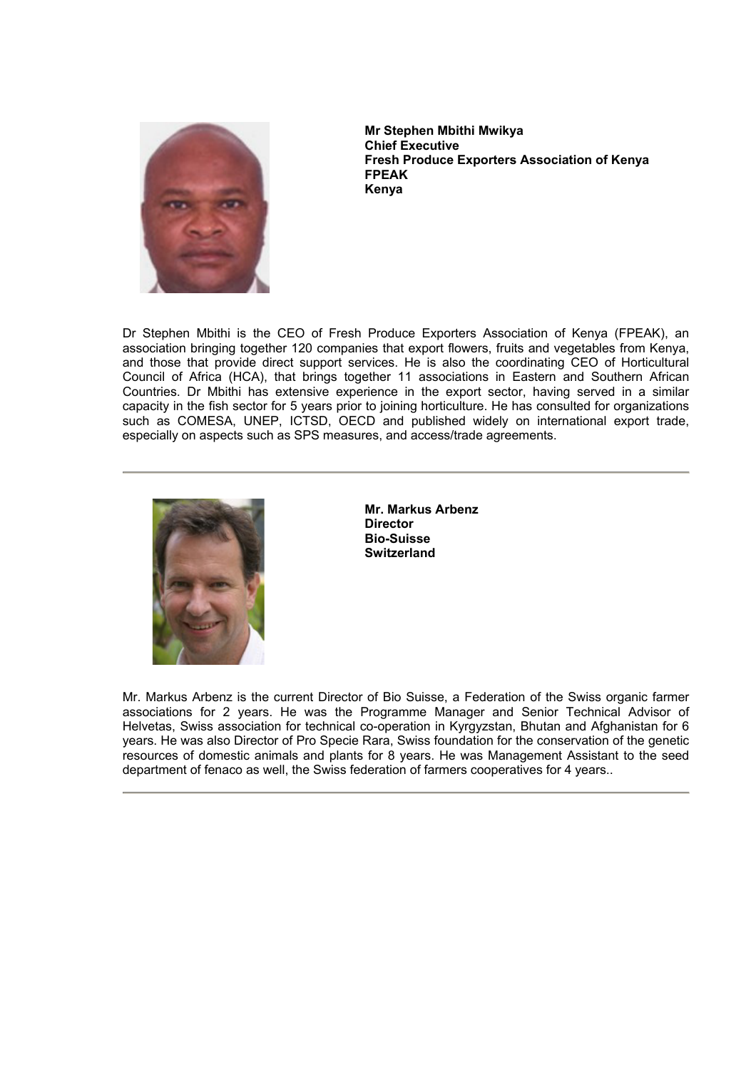**Mr Stephen Mbithi Mwikya**
**Chief Executive**
**Fresh Produce Exporters Association of Kenya**
**FPEAK**
**Kenya**

Dr Stephen Mbithi is the CEO of Fresh Produce Exporters Association of Kenya (FPEAK), an association bringing together 120 companies that export flowers, fruits and vegetables from Kenya, and those that provide direct support services. He is also the coordinating CEO of Horticultural Council of Africa (HCA), that brings together 11 associations in Eastern and Southern African Countries. Dr Mbithi has extensive experience in the export sector, having served in a similar capacity in the fish sector for 5 years prior to joining horticulture. He has consulted for organizations such as COMESA, UNEP, ICTSD, OECD and published widely on international export trade, especially on aspects such as SPS measures, and access/trade agreements.

---

**Mr. Markus Arbenz**
**Director**
**Bio-Suisse**
**Switzerland**

Mr. Markus Arbenz is the current Director of Bio Suisse, a Federation of the Swiss organic farmer associations for 2 years. He was the Programme Manager and Senior Technical Advisor of Helvetas, Swiss association for technical co-operation in Kyrgyzstan, Bhutan and Afghanistan for 6 years. He was also Director of Pro Specie Rara, Swiss foundation for the conservation of the genetic resources of domestic animals and plants for 8 years. He was Management Assistant to the seed department of fenaco as well, the Swiss federation of farmers cooperatives for 4 years..

---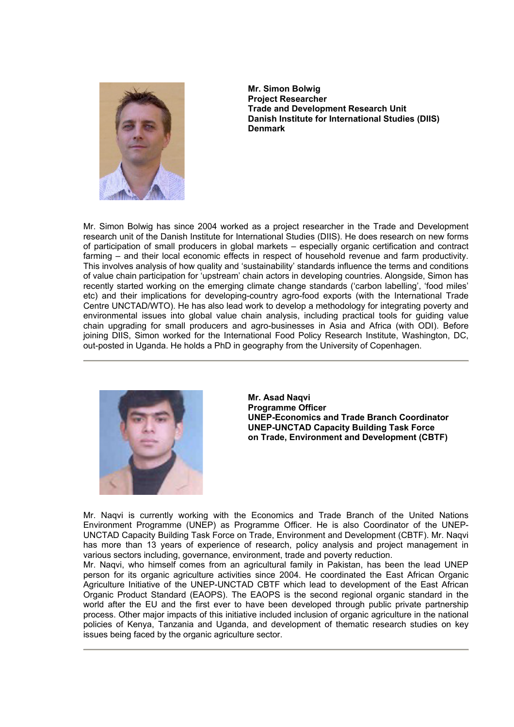**Mr. Simon Bolwig**
**Project Researcher**
**Trade and Development Research Unit**
**Danish Institute for International Studies (DIIS)**
**Denmark**

Mr. Simon Bolwig has since 2004 worked as a project researcher in the Trade and Development research unit of the Danish Institute for International Studies (DIIS). He does research on new forms of participation of small producers in global markets – especially organic certification and contract farming – and their local economic effects in respect of household revenue and farm productivity. This involves analysis of how quality and 'sustainability' standards influence the terms and conditions of value chain participation for 'upstream' chain actors in developing countries. Alongside, Simon has recently started working on the emerging climate change standards ('carbon labelling', 'food miles' etc) and their implications for developing-country agro-food exports (with the International Trade Centre UNCTAD/WTO). He has also lead work to develop a methodology for integrating poverty and environmental issues into global value chain analysis, including practical tools for guiding value chain upgrading for small producers and agro-businesses in Asia and Africa (with ODI). Before joining DIIS, Simon worked for the International Food Policy Research Institute, Washington, DC, out-posted in Uganda. He holds a PhD in geography from the University of Copenhagen.

---

**Mr. Asad Naqvi**
**Programme Officer**
**UNEP-Economics and Trade Branch Coordinator**
**UNEP-UNCTAD Capacity Building Task Force on Trade, Environment and Development (CBTF)**

Mr. Naqvi is currently working with the Economics and Trade Branch of the United Nations Environment Programme (UNEP) as Programme Officer. He is also Coordinator of the UNEP-UNCTAD Capacity Building Task Force on Trade, Environment and Development (CBTF). Mr. Naqvi has more than 13 years of experience of research, policy analysis and project management in various sectors including, governance, environment, trade and poverty reduction.

Mr. Naqvi, who himself comes from an agricultural family in Pakistan, has been the lead UNEP person for its organic agriculture activities since 2004. He coordinated the East African Organic Agriculture Initiative of the UNEP-UNCTAD CBTF which lead to development of the East African Organic Product Standard (EAOPS). The EAOPS is the second regional organic standard in the world after the EU and the first ever to have been developed through public private partnership process. Other major impacts of this initiative included inclusion of organic agriculture in the national policies of Kenya, Tanzania and Uganda, and development of thematic research studies on key issues being faced by the organic agriculture sector.

---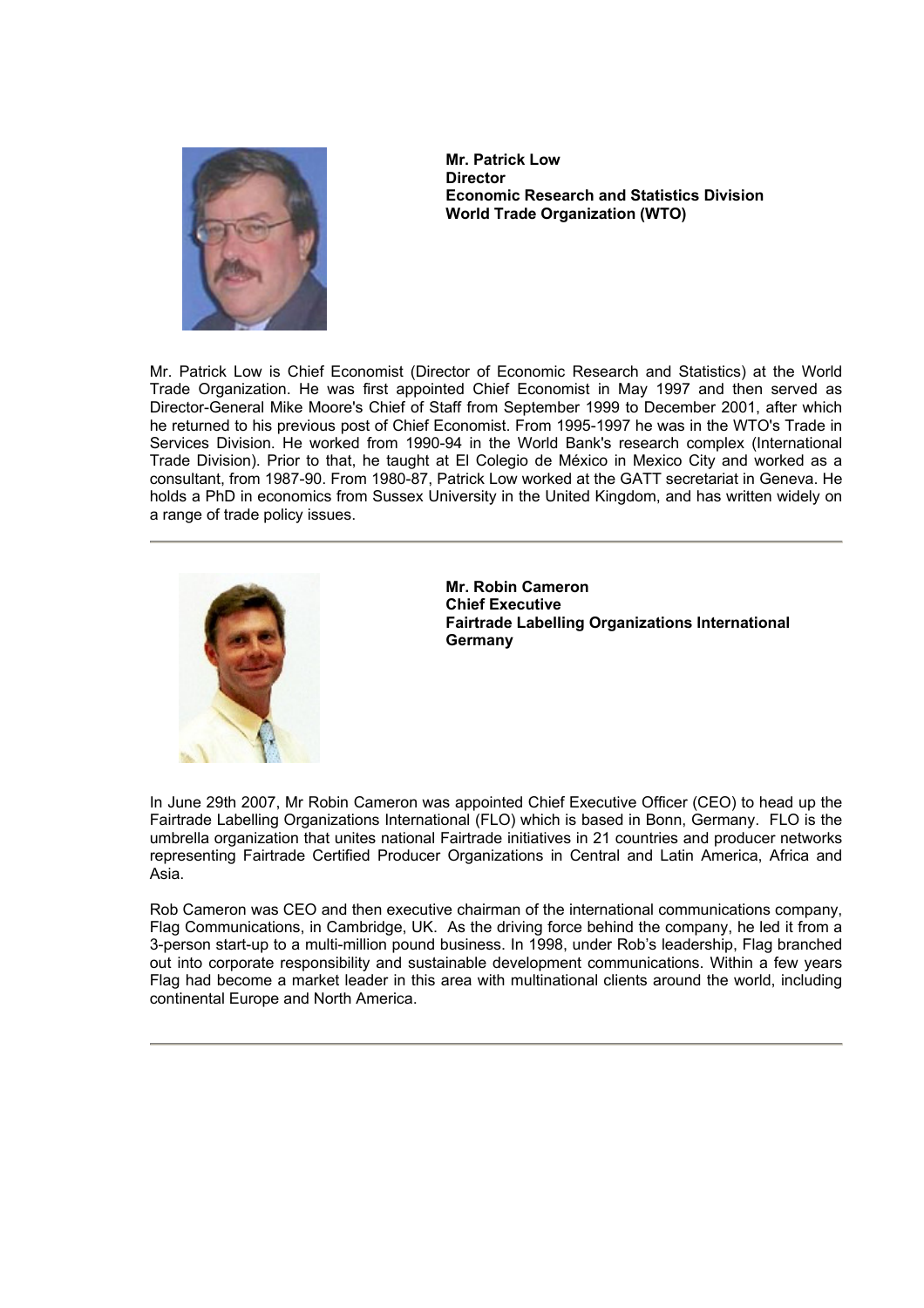**Mr. Patrick Low**
**Director**
**Economic Research and Statistics Division**
**World Trade Organization (WTO)**

Mr. Patrick Low is Chief Economist (Director of Economic Research and Statistics) at the World Trade Organization. He was first appointed Chief Economist in May 1997 and then served as Director-General Mike Moore's Chief of Staff from September 1999 to December 2001, after which he returned to his previous post of Chief Economist. From 1995-1997 he was in the WTO's Trade in Services Division. He worked from 1990-94 in the World Bank's research complex (International Trade Division). Prior to that, he taught at El Colegio de México in Mexico City and worked as a consultant, from 1987-90. From 1980-87, Patrick Low worked at the GATT secretariat in Geneva. He holds a PhD in economics from Sussex University in the United Kingdom, and has written widely on a range of trade policy issues.

---

**Mr. Robin Cameron**
**Chief Executive**
**Fairtrade Labelling Organizations International**
**Germany**

In June 29th 2007, Mr Robin Cameron was appointed Chief Executive Officer (CEO) to head up the Fairtrade Labelling Organizations International (FLO) which is based in Bonn, Germany. FLO is the umbrella organization that unites national Fairtrade initiatives in 21 countries and producer networks representing Fairtrade Certified Producer Organizations in Central and Latin America, Africa and Asia.

Rob Cameron was CEO and then executive chairman of the international communications company, Flag Communications, in Cambridge, UK. As the driving force behind the company, he led it from a 3-person start-up to a multi-million pound business. In 1998, under Rob's leadership, Flag branched out into corporate responsibility and sustainable development communications. Within a few years Flag had become a market leader in this area with multinational clients around the world, including continental Europe and North America.

---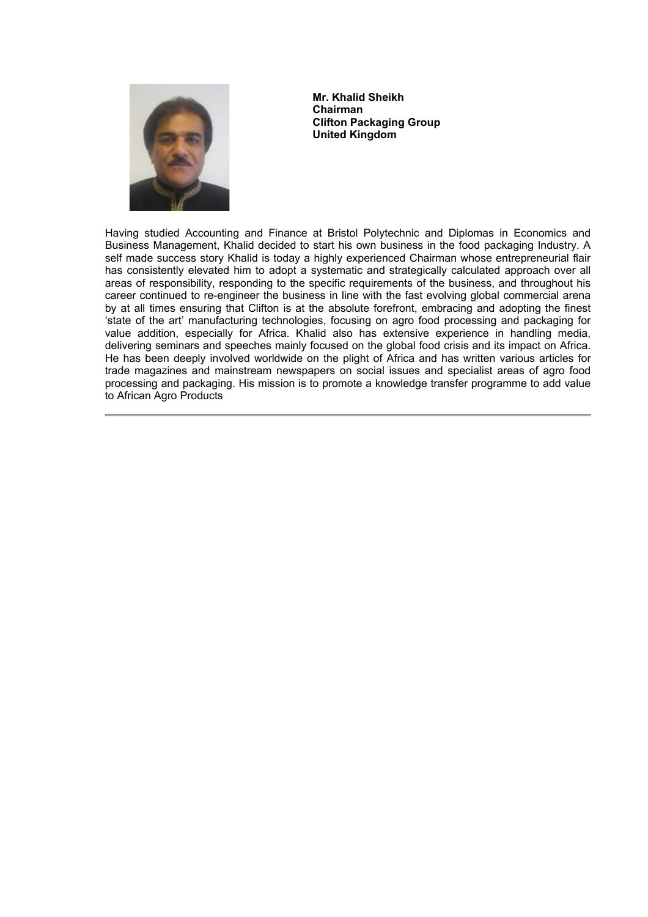**Mr. Khalid Sheikh**
**Chairman**
**Clifton Packaging Group**
**United Kingdom**

Having studied Accounting and Finance at Bristol Polytechnic and Diplomas in Economics and Business Management, Khalid decided to start his own business in the food packaging Industry. A self made success story Khalid is today a highly experienced Chairman whose entrepreneurial flair has consistently elevated him to adopt a systematic and strategically calculated approach over all areas of responsibility, responding to the specific requirements of the business, and throughout his career continued to re-engineer the business in line with the fast evolving global commercial arena by at all times ensuring that Clifton is at the absolute forefront, embracing and adopting the finest 'state of the art' manufacturing technologies, focusing on agro food processing and packaging for value addition, especially for Africa. Khalid also has extensive experience in handling media, delivering seminars and speeches mainly focused on the global food crisis and its impact on Africa. He has been deeply involved worldwide on the plight of Africa and has written various articles for trade magazines and mainstream newspapers on social issues and specialist areas of agro food processing and packaging. His mission is to promote a knowledge transfer programme to add value to African Agro Products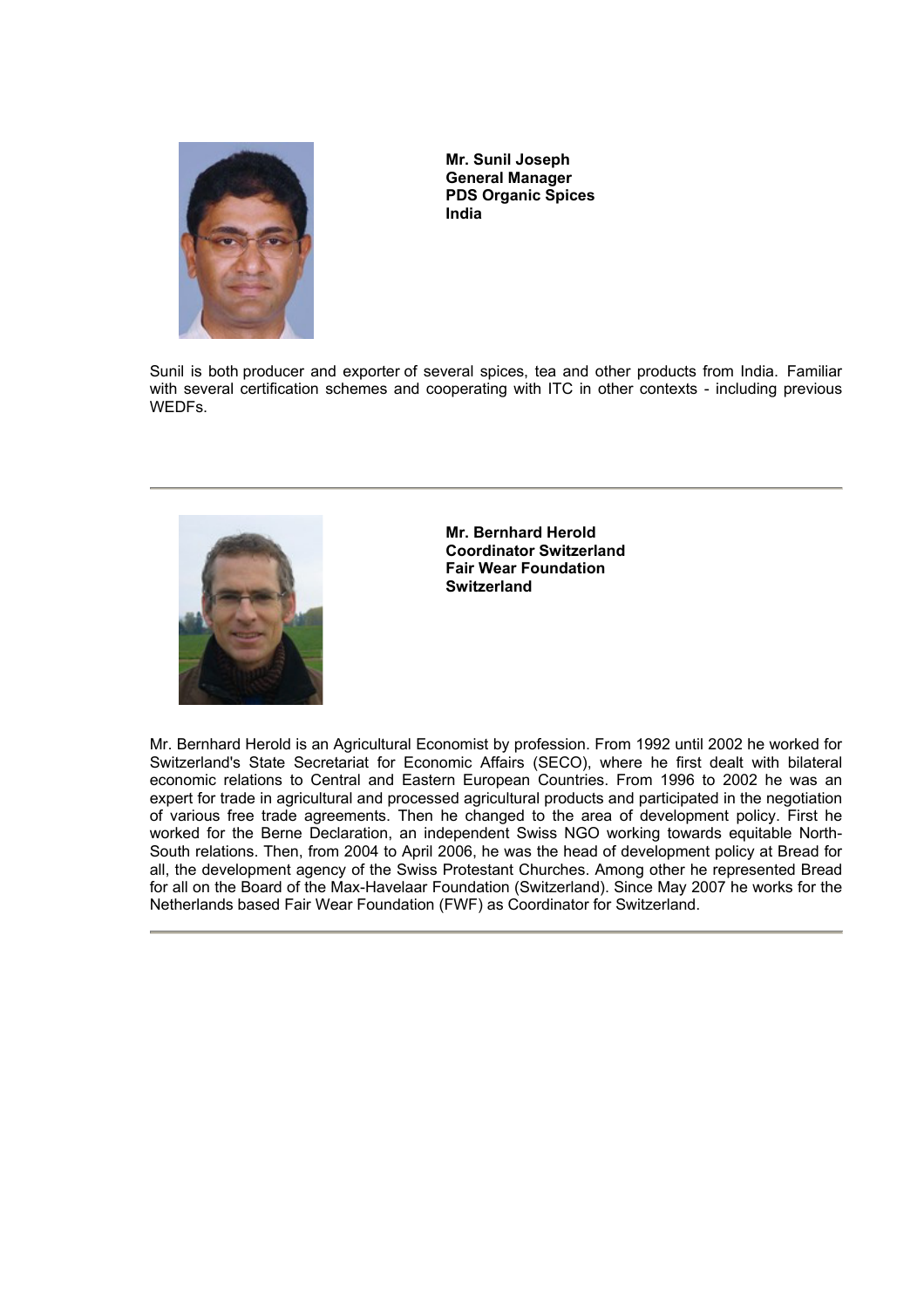**Mr. Sunil Joseph**
**General Manager**
**PDS Organic Spices**
**India**

Sunil is both producer and exporter of several spices, tea and other products from India. Familiar with several certification schemes and cooperating with ITC in other contexts - including previous WEDFs.

---

**Mr. Bernhard Herold**
**Coordinator Switzerland**
**Fair Wear Foundation**
**Switzerland**

Mr. Bernhard Herold is an Agricultural Economist by profession. From 1992 until 2002 he worked for Switzerland's State Secretariat for Economic Affairs (SECO), where he first dealt with bilateral economic relations to Central and Eastern European Countries. From 1996 to 2002 he was an expert for trade in agricultural and processed agricultural products and participated in the negotiation of various free trade agreements. Then he changed to the area of development policy. First he worked for the Berne Declaration, an independent Swiss NGO working towards equitable North-South relations. Then, from 2004 to April 2006, he was the head of development policy at Bread for all, the development agency of the Swiss Protestant Churches. Among other he represented Bread for all on the Board of the Max-Havelaar Foundation (Switzerland). Since May 2007 he works for the Netherlands based Fair Wear Foundation (FWF) as Coordinator for Switzerland.

---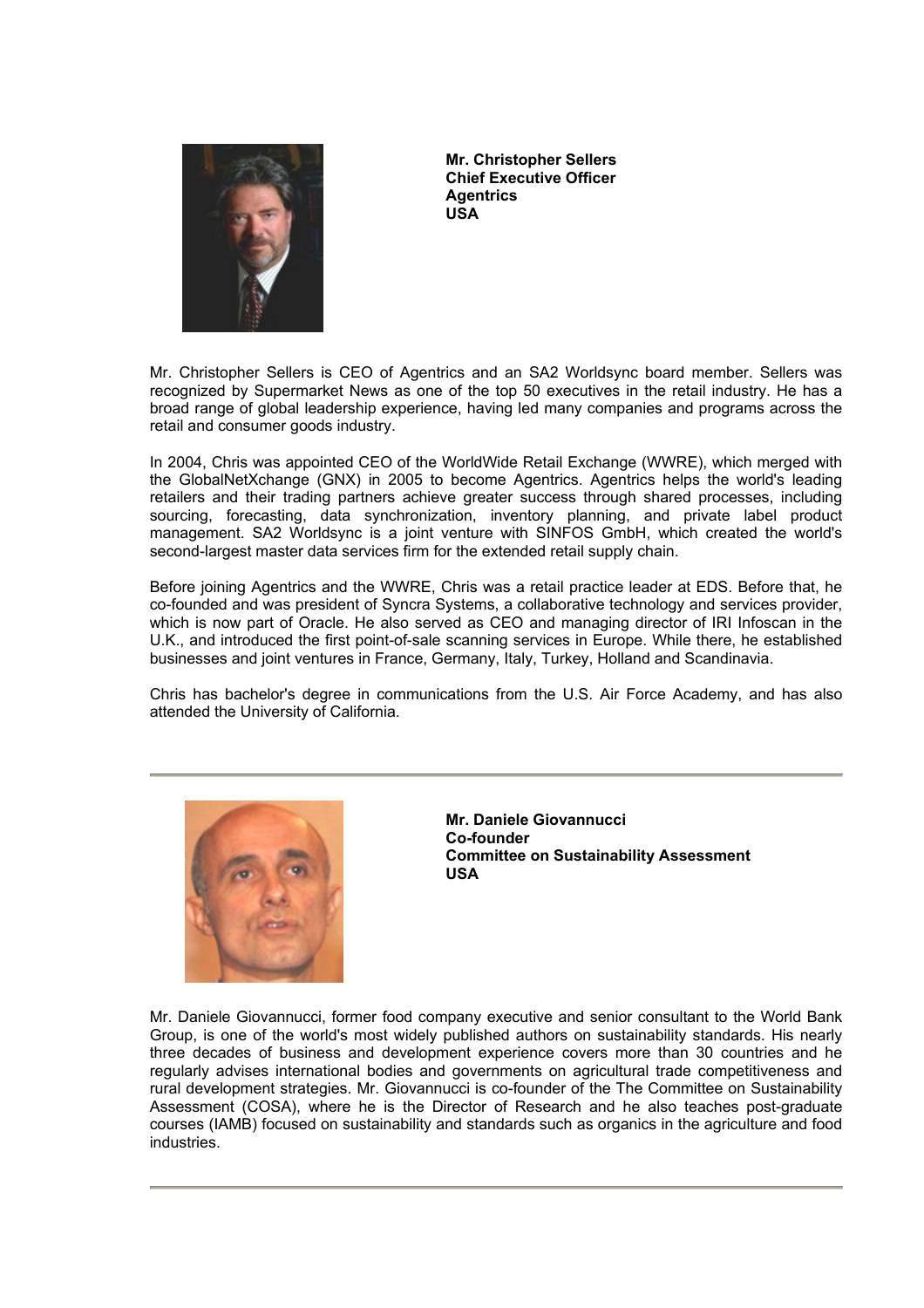**Mr. Christopher Sellers**
**Chief Executive Officer**
**Agentrics**
**USA**

Mr. Christopher Sellers is CEO of Agentrics and an SA2 Worldsync board member. Sellers was recognized by Supermarket News as one of the top 50 executives in the retail industry. He has a broad range of global leadership experience, having led many companies and programs across the retail and consumer goods industry.

In 2004, Chris was appointed CEO of the WorldWide Retail Exchange (WWRE), which merged with the GlobalNetXchange (GNX) in 2005 to become Agentrics. Agentrics helps the world's leading retailers and their trading partners achieve greater success through shared processes, including sourcing, forecasting, data synchronization, inventory planning, and private label product management. SA2 Worldsync is a joint venture with SINFOS GmbH, which created the world's second-largest master data services firm for the extended retail supply chain.

Before joining Agentrics and the WWRE, Chris was a retail practice leader at EDS. Before that, he co-founded and was president of Syncra Systems, a collaborative technology and services provider, which is now part of Oracle. He also served as CEO and managing director of IRI Infoscan in the U.K., and introduced the first point-of-sale scanning services in Europe. While there, he established businesses and joint ventures in France, Germany, Italy, Turkey, Holland and Scandinavia.

Chris has bachelor's degree in communications from the U.S. Air Force Academy, and has also attended the University of California.

---

**Mr. Daniele Giovannucci**
**Co-founder**
**Committee on Sustainability Assessment**
**USA**

Mr. Daniele Giovannucci, former food company executive and senior consultant to the World Bank Group, is one of the world's most widely published authors on sustainability standards. His nearly three decades of business and development experience covers more than 30 countries and he regularly advises international bodies and governments on agricultural trade competitiveness and rural development strategies. Mr. Giovannucci is co-founder of the The Committee on Sustainability Assessment (COSA), where he is the Director of Research and he also teaches post-graduate courses (IAMB) focused on sustainability and standards such as organics in the agriculture and food industries.

---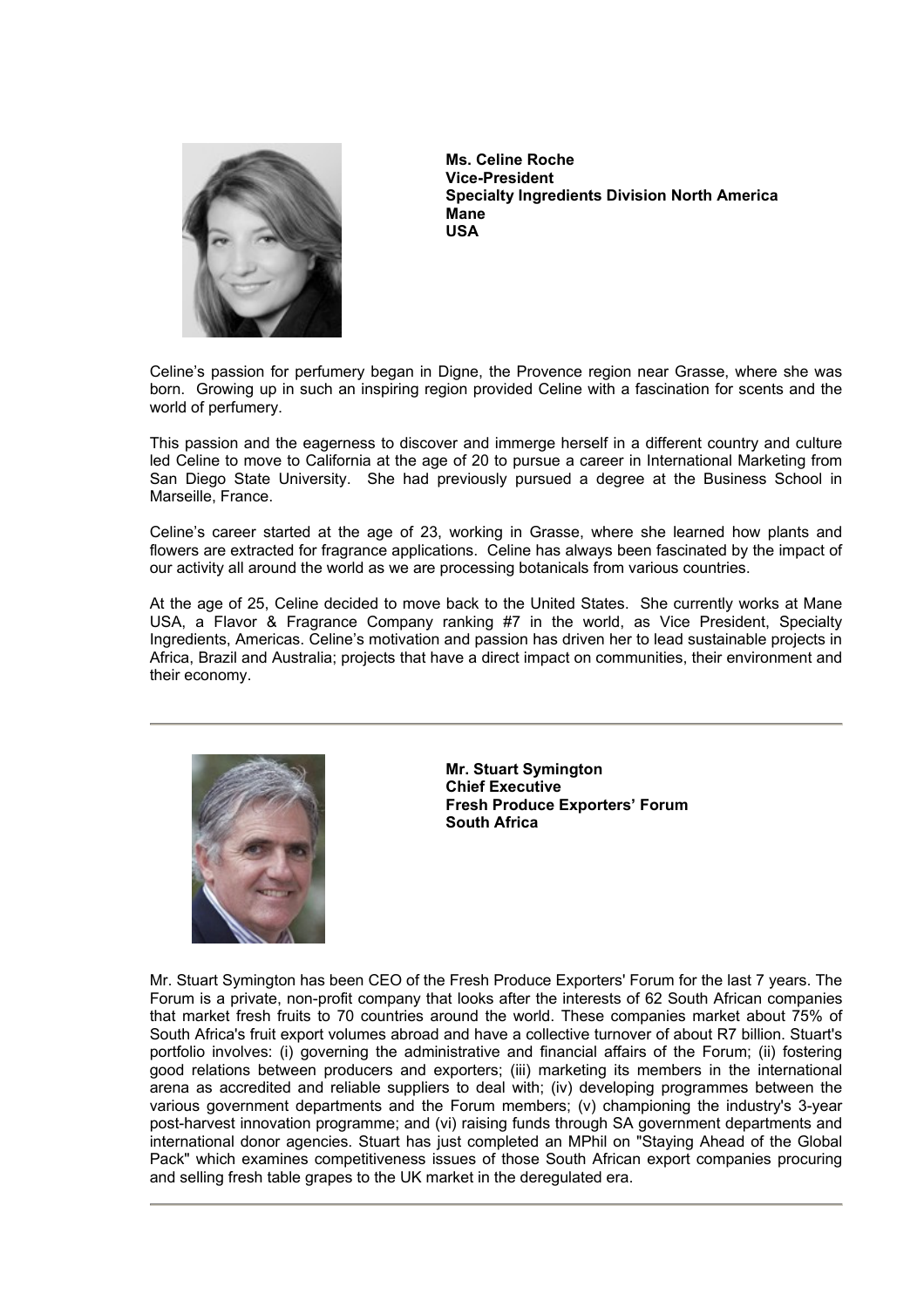**Ms. Celine Roche**
**Vice-President**
**Specialty Ingredients Division North America**
**Mane**
**USA**

Celine's passion for perfumery began in Digne, the Provence region near Grasse, where she was born. Growing up in such an inspiring region provided Celine with a fascination for scents and the world of perfumery.

This passion and the eagerness to discover and immerge herself in a different country and culture led Celine to move to California at the age of 20 to pursue a career in International Marketing from San Diego State University. She had previously pursued a degree at the Business School in Marseille, France.

Celine's career started at the age of 23, working in Grasse, where she learned how plants and flowers are extracted for fragrance applications. Celine has always been fascinated by the impact of our activity all around the world as we are processing botanicals from various countries.

At the age of 25, Celine decided to move back to the United States. She currently works at Mane USA, a Flavor & Fragrance Company ranking #7 in the world, as Vice President, Specialty Ingredients, Americas. Celine's motivation and passion has driven her to lead sustainable projects in Africa, Brazil and Australia; projects that have a direct impact on communities, their environment and their economy.

---

**Mr. Stuart Symington**
**Chief Executive**
**Fresh Produce Exporters' Forum**
**South Africa**

Mr. Stuart Symington has been CEO of the Fresh Produce Exporters' Forum for the last 7 years. The Forum is a private, non-profit company that looks after the interests of 62 South African companies that market fresh fruits to 70 countries around the world. These companies market about 75% of South Africa's fruit export volumes abroad and have a collective turnover of about R7 billion. Stuart's portfolio involves: (i) governing the administrative and financial affairs of the Forum; (ii) fostering good relations between producers and exporters; (iii) marketing its members in the international arena as accredited and reliable suppliers to deal with; (iv) developing programmes between the various government departments and the Forum members; (v) championing the industry's 3-year post-harvest innovation programme; and (vi) raising funds through SA government departments and international donor agencies. Stuart has just completed an MPhil on "Staying Ahead of the Global Pack" which examines competitiveness issues of those South African export companies procuring and selling fresh table grapes to the UK market in the deregulated era.

---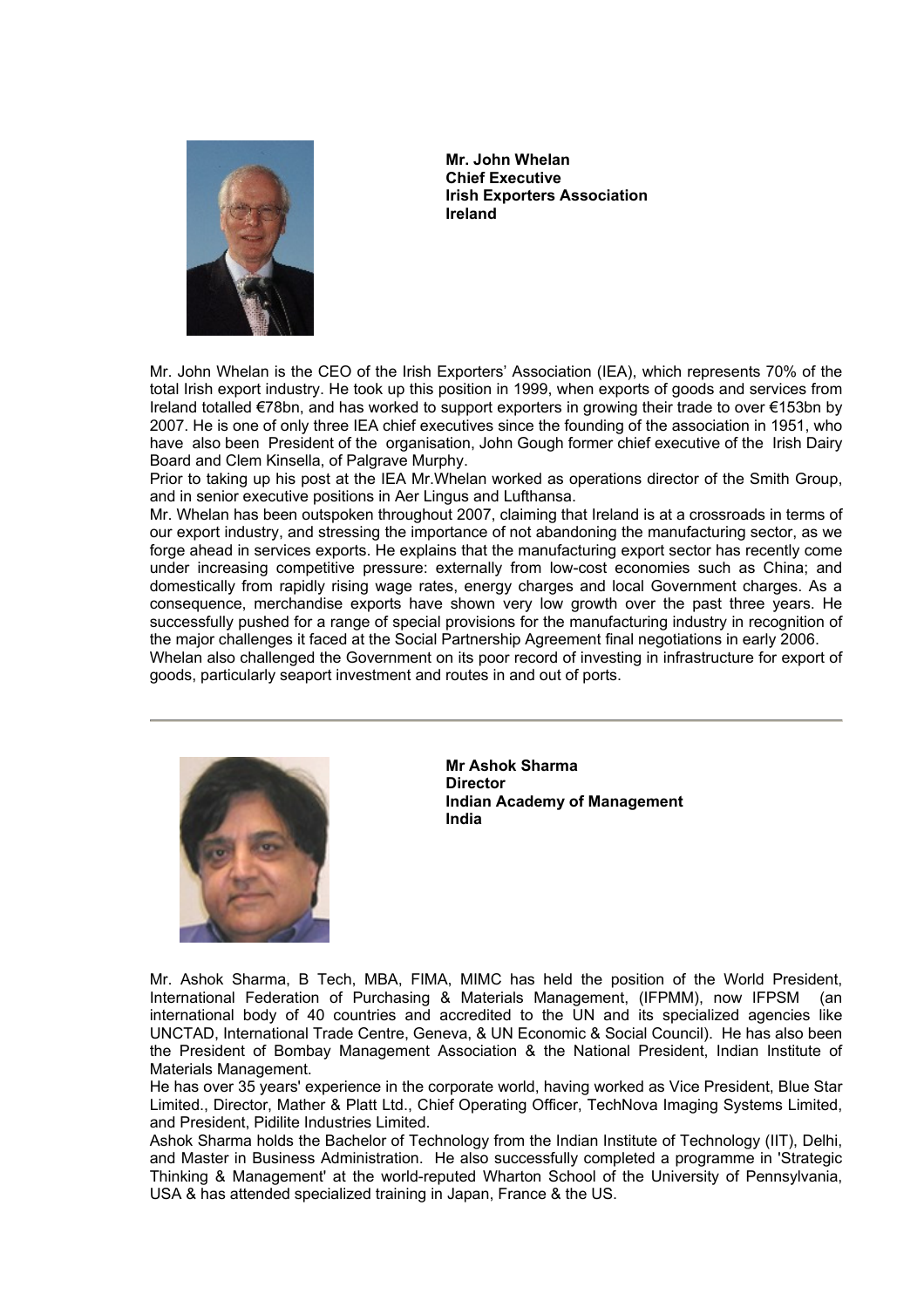**Mr. John Whelan**
**Chief Executive**
**Irish Exporters Association**
**Ireland**

Mr. John Whelan is the CEO of the Irish Exporters' Association (IEA), which represents 70% of the total Irish export industry. He took up this position in 1999, when exports of goods and services from Ireland totalled €78bn, and has worked to support exporters in growing their trade to over €153bn by 2007. He is one of only three IEA chief executives since the founding of the association in 1951, who have also been President of the organisation, John Gough former chief executive of the Irish Dairy Board and Clem Kinsella, of Palgrave Murphy.

Prior to taking up his post at the IEA Mr.Whelan worked as operations director of the Smith Group, and in senior executive positions in Aer Lingus and Lufthansa.

Mr. Whelan has been outspoken throughout 2007, claiming that Ireland is at a crossroads in terms of our export industry, and stressing the importance of not abandoning the manufacturing sector, as we forge ahead in services exports. He explains that the manufacturing export sector has recently come under increasing competitive pressure: externally from low-cost economies such as China; and domestically from rapidly rising wage rates, energy charges and local Government charges. As a consequence, merchandise exports have shown very low growth over the past three years. He successfully pushed for a range of special provisions for the manufacturing industry in recognition of the major challenges it faced at the Social Partnership Agreement final negotiations in early 2006.

Whelan also challenged the Government on its poor record of investing in infrastructure for export of goods, particularly seaport investment and routes in and out of ports.

---

**Mr Ashok Sharma**
**Director**
**Indian Academy of Management**
**India**

Mr. Ashok Sharma, B Tech, MBA, FIMA, MIMC has held the position of the World President, International Federation of Purchasing & Materials Management, (IFPMM), now IFPSM (an international body of 40 countries and accredited to the UN and its specialized agencies like UNCTAD, International Trade Centre, Geneva, & UN Economic & Social Council). He has also been the President of Bombay Management Association & the National President, Indian Institute of Materials Management.

He has over 35 years' experience in the corporate world, having worked as Vice President, Blue Star Limited., Director, Mather & Platt Ltd., Chief Operating Officer, TechNova Imaging Systems Limited, and President, Pidilite Industries Limited.

Ashok Sharma holds the Bachelor of Technology from the Indian Institute of Technology (IIT), Delhi, and Master in Business Administration. He also successfully completed a programme in 'Strategic Thinking & Management' at the world-reputed Wharton School of the University of Pennsylvania, USA & has attended specialized training in Japan, France & the US.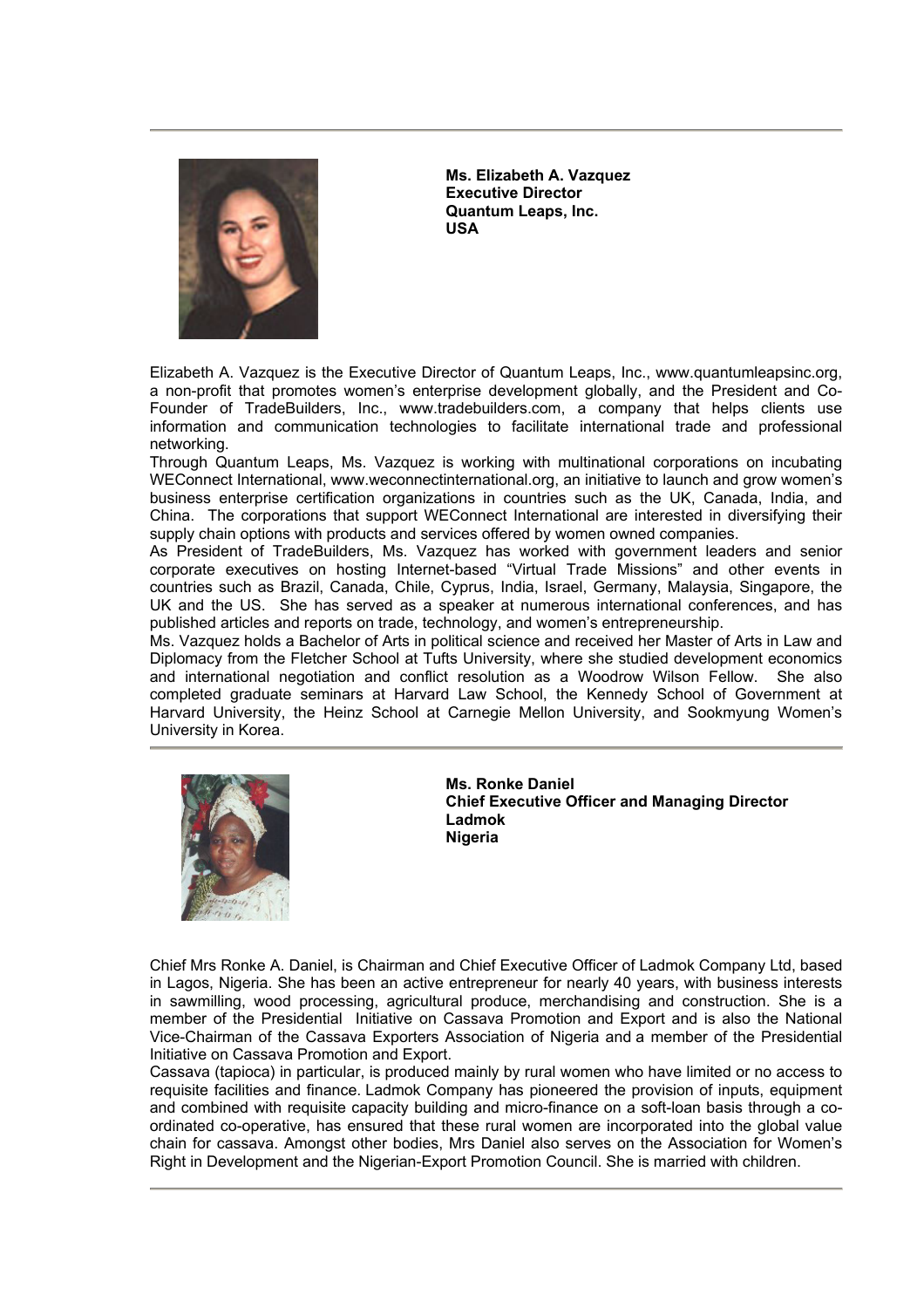**Ms. Elizabeth A. Vazquez**
**Executive Director**
**Quantum Leaps, Inc.**
**USA**

Elizabeth A. Vazquez is the Executive Director of Quantum Leaps, Inc., www.quantumleapsinc.org, a non-profit that promotes women's enterprise development globally, and the President and Co-Founder of TradeBuilders, Inc., www.tradebuilders.com, a company that helps clients use information and communication technologies to facilitate international trade and professional networking.

Through Quantum Leaps, Ms. Vazquez is working with multinational corporations on incubating WEConnect International, www.weconnectinternational.org, an initiative to launch and grow women's business enterprise certification organizations in countries such as the UK, Canada, India, and China. The corporations that support WEConnect International are interested in diversifying their supply chain options with products and services offered by women owned companies.

As President of TradeBuilders, Ms. Vazquez has worked with government leaders and senior corporate executives on hosting Internet-based "Virtual Trade Missions" and other events in countries such as Brazil, Canada, Chile, Cyprus, India, Israel, Germany, Malaysia, Singapore, the UK and the US. She has served as a speaker at numerous international conferences, and has published articles and reports on trade, technology, and women's entrepreneurship.

Ms. Vazquez holds a Bachelor of Arts in political science and received her Master of Arts in Law and Diplomacy from the Fletcher School at Tufts University, where she studied development economics and international negotiation and conflict resolution as a Woodrow Wilson Fellow. She also completed graduate seminars at Harvard Law School, the Kennedy School of Government at Harvard University, the Heinz School at Carnegie Mellon University, and Sookmyung Women's University in Korea.

---

**Ms. Ronke Daniel**
**Chief Executive Officer and Managing Director**
**Ladmok**
**Nigeria**

Chief Mrs Ronke A. Daniel, is Chairman and Chief Executive Officer of Ladmok Company Ltd, based in Lagos, Nigeria. She has been an active entrepreneur for nearly 40 years, with business interests in sawmilling, wood processing, agricultural produce, merchandising and construction. She is a member of the Presidential Initiative on Cassava Promotion and Export and is also the National Vice-Chairman of the Cassava Exporters Association of Nigeria and a member of the Presidential Initiative on Cassava Promotion and Export.

Cassava (tapioca) in particular, is produced mainly by rural women who have limited or no access to requisite facilities and finance. Ladmok Company has pioneered the provision of inputs, equipment and combined with requisite capacity building and micro-finance on a soft-loan basis through a co-ordinated co-operative, has ensured that these rural women are incorporated into the global value chain for cassava. Amongst other bodies, Mrs Daniel also serves on the Association for Women's Right in Development and the Nigerian-Export Promotion Council. She is married with children.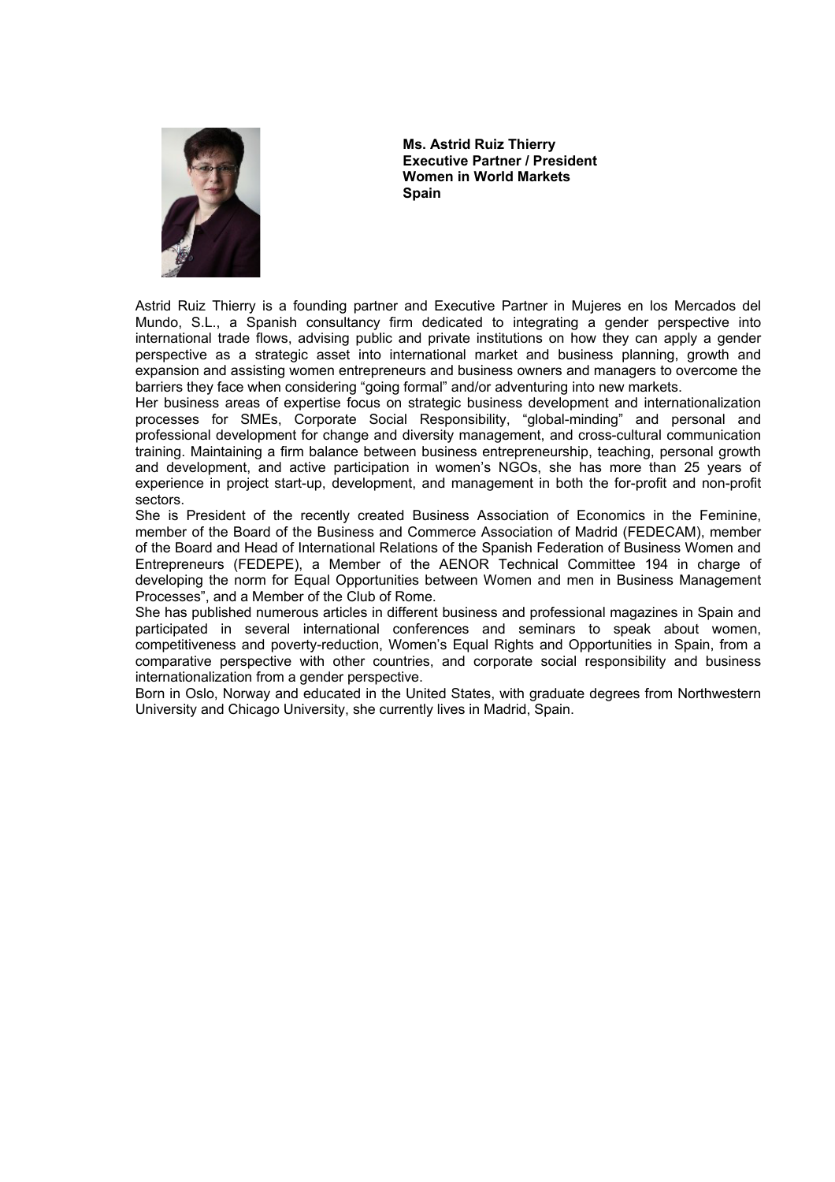**Ms. Astrid Ruiz Thierry**
**Executive Partner / President**
**Women in World Markets**
**Spain**

Astrid Ruiz Thierry is a founding partner and Executive Partner in Mujeres en los Mercados del Mundo, S.L., a Spanish consultancy firm dedicated to integrating a gender perspective into international trade flows, advising public and private institutions on how they can apply a gender perspective as a strategic asset into international market and business planning, growth and expansion and assisting women entrepreneurs and business owners and managers to overcome the barriers they face when considering "going formal" and/or adventuring into new markets.

Her business areas of expertise focus on strategic business development and internationalization processes for SMEs, Corporate Social Responsibility, "global-minding" and personal and professional development for change and diversity management, and cross-cultural communication training. Maintaining a firm balance between business entrepreneurship, teaching, personal growth and development, and active participation in women's NGOs, she has more than 25 years of experience in project start-up, development, and management in both the for-profit and non-profit sectors.

She is President of the recently created Business Association of Economics in the Feminine, member of the Board of the Business and Commerce Association of Madrid (FEDECAM), member of the Board and Head of International Relations of the Spanish Federation of Business Women and Entrepreneurs (FEDEPE), a Member of the AENOR Technical Committee 194 in charge of developing the norm for Equal Opportunities between Women and men in Business Management Processes", and a Member of the Club of Rome.

She has published numerous articles in different business and professional magazines in Spain and participated in several international conferences and seminars to speak about women, competitiveness and poverty-reduction, Women's Equal Rights and Opportunities in Spain, from a comparative perspective with other countries, and corporate social responsibility and business internationalization from a gender perspective.

Born in Oslo, Norway and educated in the United States, with graduate degrees from Northwestern University and Chicago University, she currently lives in Madrid, Spain.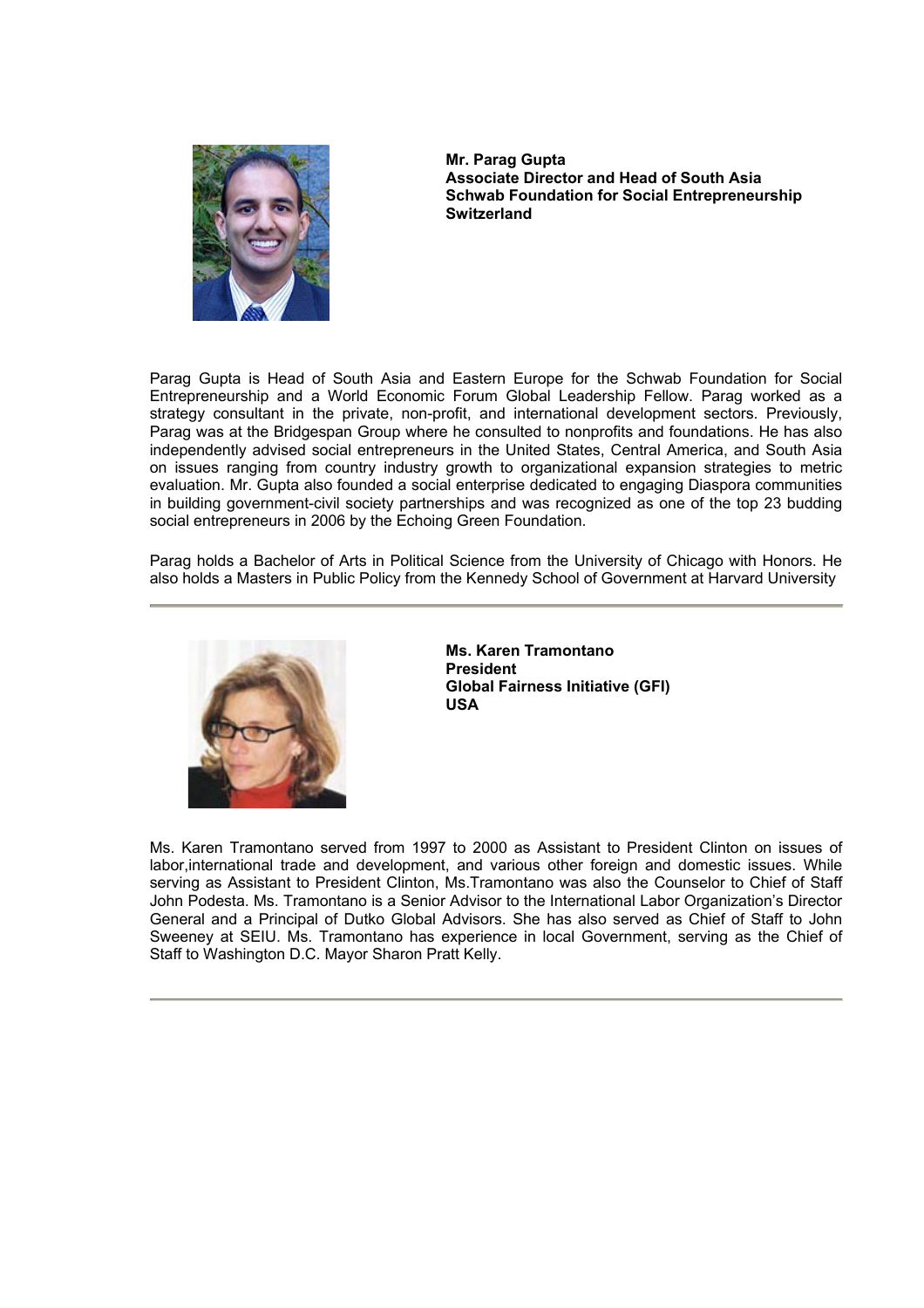**Mr. Parag Gupta**
**Associate Director and Head of South Asia**
**Schwab Foundation for Social Entrepreneurship**
**Switzerland**

Parag Gupta is Head of South Asia and Eastern Europe for the Schwab Foundation for Social Entrepreneurship and a World Economic Forum Global Leadership Fellow. Parag worked as a strategy consultant in the private, non-profit, and international development sectors. Previously, Parag was at the Bridgespan Group where he consulted to nonprofits and foundations. He has also independently advised social entrepreneurs in the United States, Central America, and South Asia on issues ranging from country industry growth to organizational expansion strategies to metric evaluation. Mr. Gupta also founded a social enterprise dedicated to engaging Diaspora communities in building government-civil society partnerships and was recognized as one of the top 23 budding social entrepreneurs in 2006 by the Echoing Green Foundation.

Parag holds a Bachelor of Arts in Political Science from the University of Chicago with Honors. He also holds a Masters in Public Policy from the Kennedy School of Government at Harvard University

---

**Ms. Karen Tramontano**
**President**
**Global Fairness Initiative (GFI)**
**USA**

Ms. Karen Tramontano served from 1997 to 2000 as Assistant to President Clinton on issues of labor,international trade and development, and various other foreign and domestic issues. While serving as Assistant to President Clinton, Ms.Tramontano was also the Counselor to Chief of Staff John Podesta. Ms. Tramontano is a Senior Advisor to the International Labor Organization's Director General and a Principal of Dutko Global Advisors. She has also served as Chief of Staff to John Sweeney at SEIU. Ms. Tramontano has experience in local Government, serving as the Chief of Staff to Washington D.C. Mayor Sharon Pratt Kelly.

---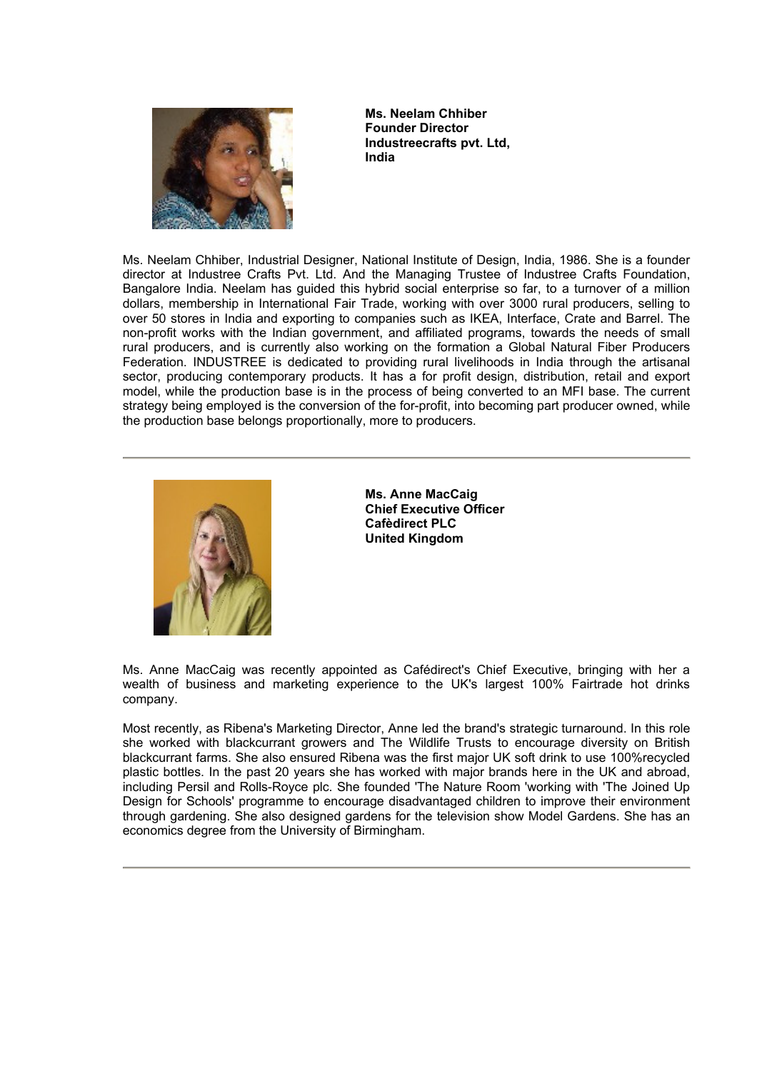**Ms. Neelam Chhiber**
**Founder Director**
**Industreecrafts pvt. Ltd,**
**India**

Ms. Neelam Chhiber, Industrial Designer, National Institute of Design, India, 1986. She is a founder director at Industree Crafts Pvt. Ltd. And the Managing Trustee of Industree Crafts Foundation, Bangalore India. Neelam has guided this hybrid social enterprise so far, to a turnover of a million dollars, membership in International Fair Trade, working with over 3000 rural producers, selling to over 50 stores in India and exporting to companies such as IKEA, Interface, Crate and Barrel. The non-profit works with the Indian government, and affiliated programs, towards the needs of small rural producers, and is currently also working on the formation a Global Natural Fiber Producers Federation. INDUSTREE is dedicated to providing rural livelihoods in India through the artisanal sector, producing contemporary products. It has a for profit design, distribution, retail and export model, while the production base is in the process of being converted to an MFI base. The current strategy being employed is the conversion of the for-profit, into becoming part producer owned, while the production base belongs proportionally, more to producers.

---

**Ms. Anne MacCaig**
**Chief Executive Officer**
**Cafèdirect PLC**
**United Kingdom**

Ms. Anne MacCaig was recently appointed as Cafédirect's Chief Executive, bringing with her a wealth of business and marketing experience to the UK's largest 100% Fairtrade hot drinks company.

Most recently, as Ribena's Marketing Director, Anne led the brand's strategic turnaround. In this role she worked with blackcurrant growers and The Wildlife Trusts to encourage diversity on British blackcurrant farms. She also ensured Ribena was the first major UK soft drink to use 100%recycled plastic bottles. In the past 20 years she has worked with major brands here in the UK and abroad, including Persil and Rolls-Royce plc. She founded 'The Nature Room 'working with 'The Joined Up Design for Schools' programme to encourage disadvantaged children to improve their environment through gardening. She also designed gardens for the television show Model Gardens. She has an economics degree from the University of Birmingham.

---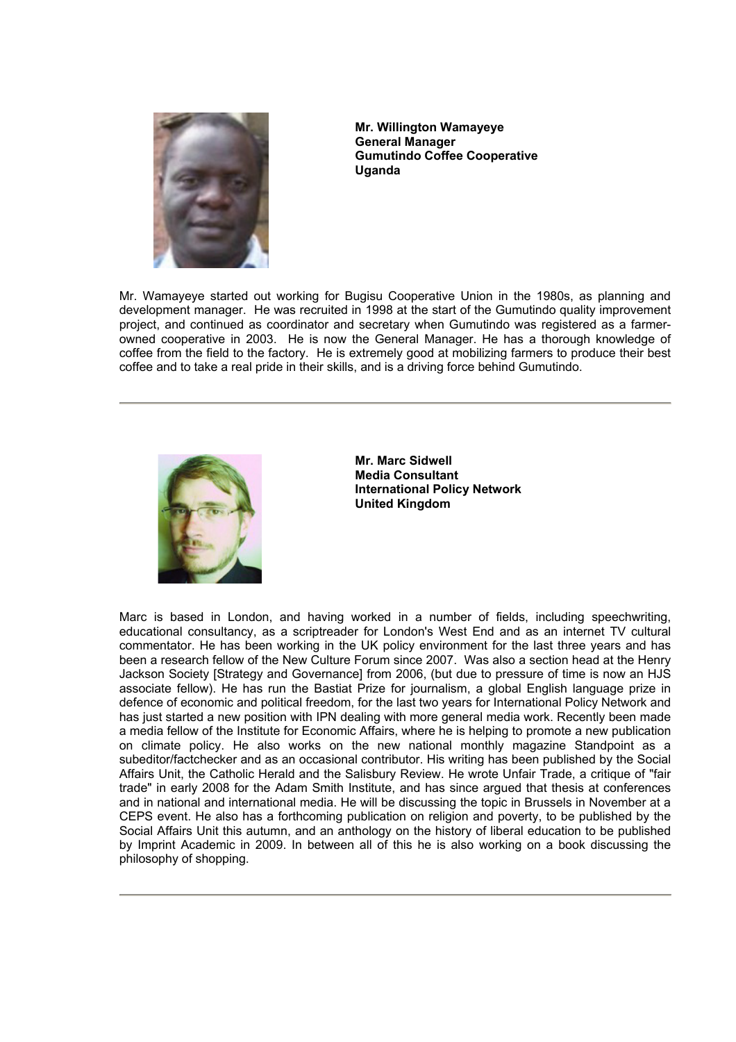**Mr. Willington Wamayeye**
**General Manager**
**Gumutindo Coffee Cooperative**
**Uganda**

Mr. Wamayeye started out working for Bugisu Cooperative Union in the 1980s, as planning and development manager. He was recruited in 1998 at the start of the Gumutindo quality improvement project, and continued as coordinator and secretary when Gumutindo was registered as a farmer-owned cooperative in 2003. He is now the General Manager. He has a thorough knowledge of coffee from the field to the factory. He is extremely good at mobilizing farmers to produce their best coffee and to take a real pride in their skills, and is a driving force behind Gumutindo.

---

**Mr. Marc Sidwell**
**Media Consultant**
**International Policy Network**
**United Kingdom**

Marc is based in London, and having worked in a number of fields, including speechwriting, educational consultancy, as a scriptreader for London's West End and as an internet TV cultural commentator. He has been working in the UK policy environment for the last three years and has been a research fellow of the New Culture Forum since 2007. Was also a section head at the Henry Jackson Society [Strategy and Governance] from 2006, (but due to pressure of time is now an HJS associate fellow). He has run the Bastiat Prize for journalism, a global English language prize in defence of economic and political freedom, for the last two years for International Policy Network and has just started a new position with IPN dealing with more general media work. Recently been made a media fellow of the Institute for Economic Affairs, where he is helping to promote a new publication on climate policy. He also works on the new national monthly magazine Standpoint as a subeditor/factchecker and as an occasional contributor. His writing has been published by the Social Affairs Unit, the Catholic Herald and the Salisbury Review. He wrote Unfair Trade, a critique of "fair trade" in early 2008 for the Adam Smith Institute, and has since argued that thesis at conferences and in national and international media. He will be discussing the topic in Brussels in November at a CEPS event. He also has a forthcoming publication on religion and poverty, to be published by the Social Affairs Unit this autumn, and an anthology on the history of liberal education to be published by Imprint Academic in 2009. In between all of this he is also working on a book discussing the philosophy of shopping.

---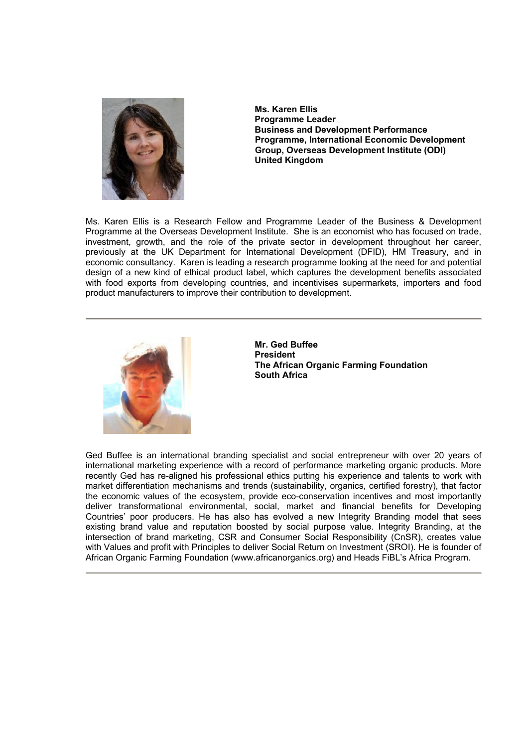**Ms. Karen Ellis**
**Programme Leader**
**Business and Development Performance Programme, International Economic Development Group, Overseas Development Institute (ODI)**
**United Kingdom**

Ms. Karen Ellis is a Research Fellow and Programme Leader of the Business & Development Programme at the Overseas Development Institute. She is an economist who has focused on trade, investment, growth, and the role of the private sector in development throughout her career, previously at the UK Department for International Development (DFID), HM Treasury, and in economic consultancy. Karen is leading a research programme looking at the need for and potential design of a new kind of ethical product label, which captures the development benefits associated with food exports from developing countries, and incentivises supermarkets, importers and food product manufacturers to improve their contribution to development.

---

**Mr. Ged Buffee**
**President**
**The African Organic Farming Foundation**
**South Africa**

Ged Buffee is an international branding specialist and social entrepreneur with over 20 years of international marketing experience with a record of performance marketing organic products. More recently Ged has re-aligned his professional ethics putting his experience and talents to work with market differentiation mechanisms and trends (sustainability, organics, certified forestry), that factor the economic values of the ecosystem, provide eco-conservation incentives and most importantly deliver transformational environmental, social, market and financial benefits for Developing Countries' poor producers. He has also has evolved a new Integrity Branding model that sees existing brand value and reputation boosted by social purpose value. Integrity Branding, at the intersection of brand marketing, CSR and Consumer Social Responsibility (CnSR), creates value with Values and profit with Principles to deliver Social Return on Investment (SROI). He is founder of African Organic Farming Foundation (www.africanorganics.org) and Heads FiBL's Africa Program.

---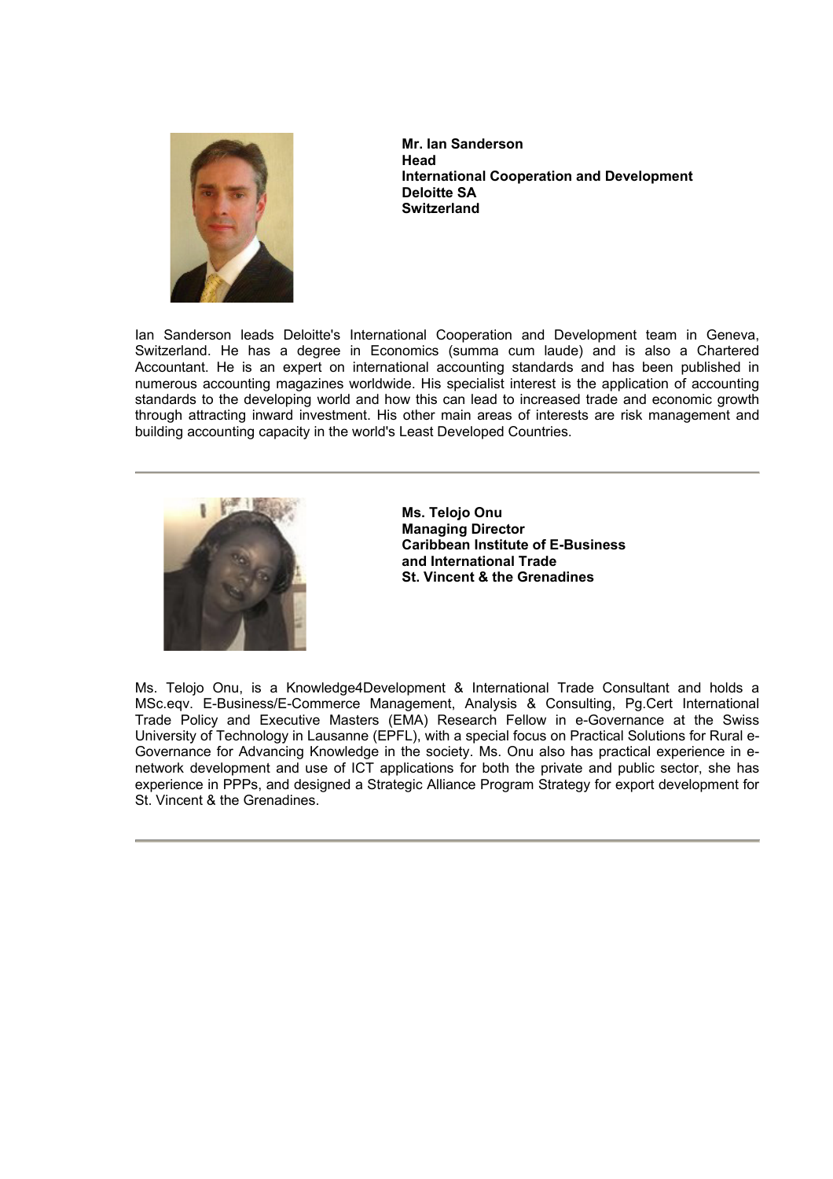**Mr. Ian Sanderson**
**Head**
**International Cooperation and Development**
**Deloitte SA**
**Switzerland**

Ian Sanderson leads Deloitte's International Cooperation and Development team in Geneva, Switzerland. He has a degree in Economics (summa cum laude) and is also a Chartered Accountant. He is an expert on international accounting standards and has been published in numerous accounting magazines worldwide. His specialist interest is the application of accounting standards to the developing world and how this can lead to increased trade and economic growth through attracting inward investment. His other main areas of interests are risk management and building accounting capacity in the world's Least Developed Countries.

---

**Ms. Telojo Onu**
**Managing Director**
**Caribbean Institute of E-Business and International Trade**
**St. Vincent & the Grenadines**

Ms. Telojo Onu, is a Knowledge4Development & International Trade Consultant and holds a MSc.eqv. E-Business/E-Commerce Management, Analysis & Consulting, Pg.Cert International Trade Policy and Executive Masters (EMA) Research Fellow in e-Governance at the Swiss University of Technology in Lausanne (EPFL), with a special focus on Practical Solutions for Rural e-Governance for Advancing Knowledge in the society. Ms. Onu also has practical experience in e-network development and use of ICT applications for both the private and public sector, she has experience in PPPs, and designed a Strategic Alliance Program Strategy for export development for St. Vincent & the Grenadines.

---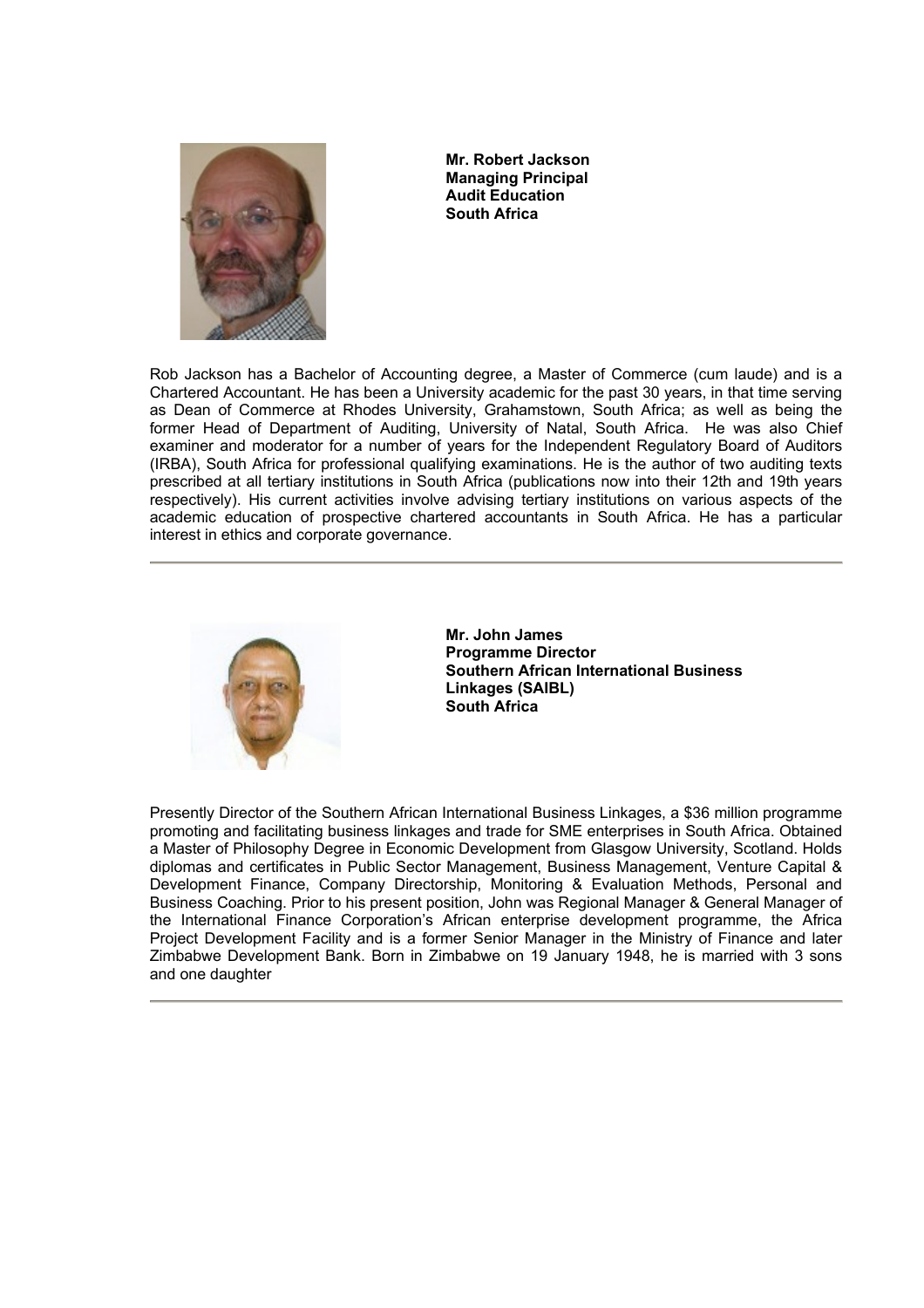**Mr. Robert Jackson**
**Managing Principal**
**Audit Education**
**South Africa**

Rob Jackson has a Bachelor of Accounting degree, a Master of Commerce (cum laude) and is a Chartered Accountant. He has been a University academic for the past 30 years, in that time serving as Dean of Commerce at Rhodes University, Grahamstown, South Africa; as well as being the former Head of Department of Auditing, University of Natal, South Africa. He was also Chief examiner and moderator for a number of years for the Independent Regulatory Board of Auditors (IRBA), South Africa for professional qualifying examinations. He is the author of two auditing texts prescribed at all tertiary institutions in South Africa (publications now into their 12th and 19th years respectively). His current activities involve advising tertiary institutions on various aspects of the academic education of prospective chartered accountants in South Africa. He has a particular interest in ethics and corporate governance.

---

**Mr. John James**
**Programme Director**
**Southern African International Business Linkages (SAIBL)**
**South Africa**

Presently Director of the Southern African International Business Linkages, a $36 million programme promoting and facilitating business linkages and trade for SME enterprises in South Africa. Obtained a Master of Philosophy Degree in Economic Development from Glasgow University, Scotland. Holds diplomas and certificates in Public Sector Management, Business Management, Venture Capital & Development Finance, Company Directorship, Monitoring & Evaluation Methods, Personal and Business Coaching. Prior to his present position, John was Regional Manager & General Manager of the International Finance Corporation's African enterprise development programme, the Africa Project Development Facility and is a former Senior Manager in the Ministry of Finance and later Zimbabwe Development Bank. Born in Zimbabwe on 19 January 1948, he is married with 3 sons and one daughter

---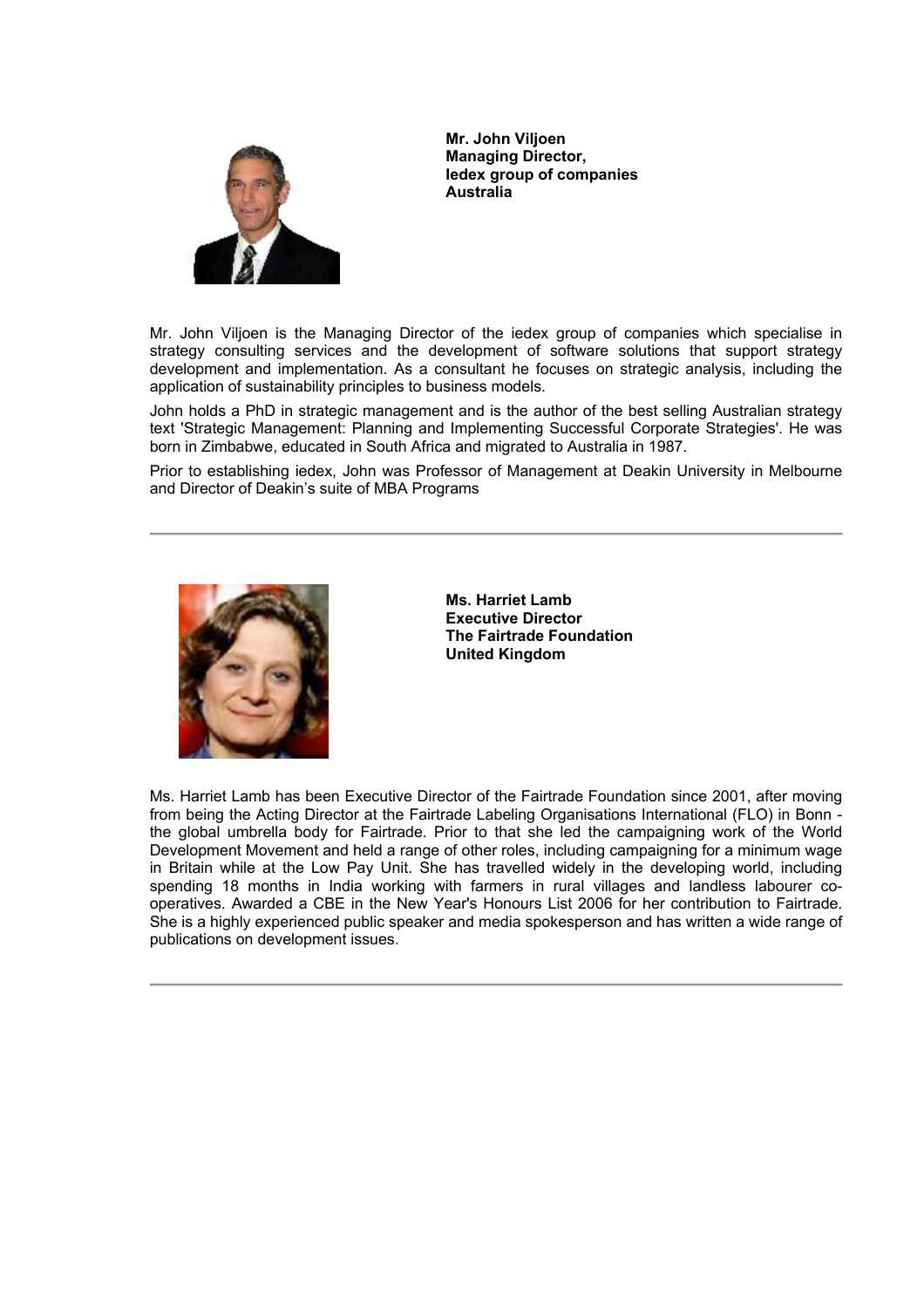**Mr. John Viljoen**
**Managing Director,**
**Iedex group of companies**
**Australia**

Mr. John Viljoen is the Managing Director of the iedex group of companies which specialise in strategy consulting services and the development of software solutions that support strategy development and implementation. As a consultant he focuses on strategic analysis, including the application of sustainability principles to business models.

John holds a PhD in strategic management and is the author of the best selling Australian strategy text 'Strategic Management: Planning and Implementing Successful Corporate Strategies'. He was born in Zimbabwe, educated in South Africa and migrated to Australia in 1987.

Prior to establishing iedex, John was Professor of Management at Deakin University in Melbourne and Director of Deakin's suite of MBA Programs

---

**Ms. Harriet Lamb**
**Executive Director**
**The Fairtrade Foundation**
**United Kingdom**

Ms. Harriet Lamb has been Executive Director of the Fairtrade Foundation since 2001, after moving from being the Acting Director at the Fairtrade Labeling Organisations International (FLO) in Bonn - the global umbrella body for Fairtrade. Prior to that she led the campaigning work of the World Development Movement and held a range of other roles, including campaigning for a minimum wage in Britain while at the Low Pay Unit. She has travelled widely in the developing world, including spending 18 months in India working with farmers in rural villages and landless labourer co-operatives. Awarded a CBE in the New Year's Honours List 2006 for her contribution to Fairtrade. She is a highly experienced public speaker and media spokesperson and has written a wide range of publications on development issues.

---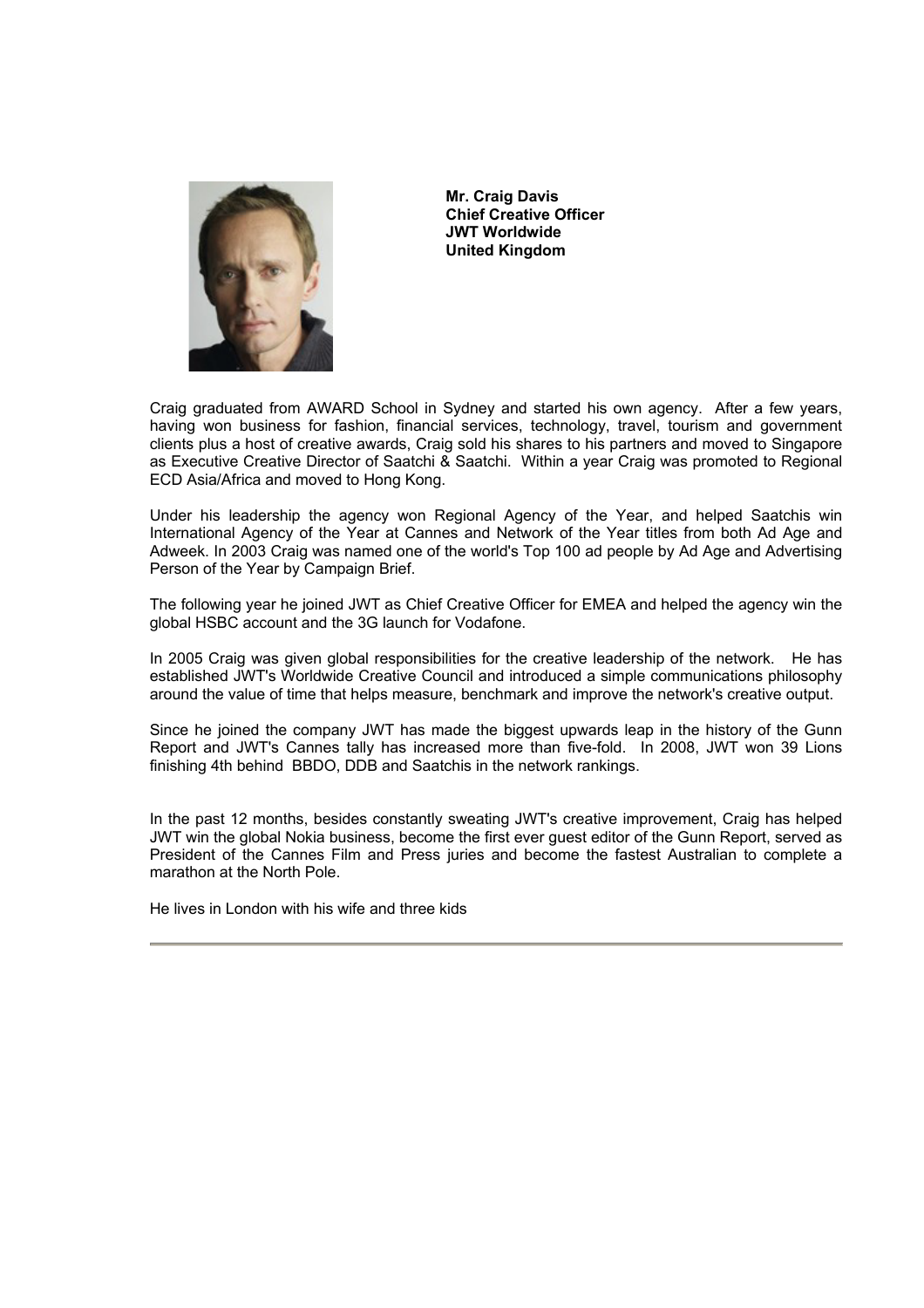**Mr. Craig Davis**
**Chief Creative Officer**
**JWT Worldwide**
**United Kingdom**

Craig graduated from AWARD School in Sydney and started his own agency. After a few years, having won business for fashion, financial services, technology, travel, tourism and government clients plus a host of creative awards, Craig sold his shares to his partners and moved to Singapore as Executive Creative Director of Saatchi & Saatchi. Within a year Craig was promoted to Regional ECD Asia/Africa and moved to Hong Kong.

Under his leadership the agency won Regional Agency of the Year, and helped Saatchis win International Agency of the Year at Cannes and Network of the Year titles from both Ad Age and Adweek. In 2003 Craig was named one of the world's Top 100 ad people by Ad Age and Advertising Person of the Year by Campaign Brief.

The following year he joined JWT as Chief Creative Officer for EMEA and helped the agency win the global HSBC account and the 3G launch for Vodafone.

In 2005 Craig was given global responsibilities for the creative leadership of the network. He has established JWT's Worldwide Creative Council and introduced a simple communications philosophy around the value of time that helps measure, benchmark and improve the network's creative output.

Since he joined the company JWT has made the biggest upwards leap in the history of the Gunn Report and JWT's Cannes tally has increased more than five-fold. In 2008, JWT won 39 Lions finishing 4th behind BBDO, DDB and Saatchis in the network rankings.

In the past 12 months, besides constantly sweating JWT's creative improvement, Craig has helped JWT win the global Nokia business, become the first ever guest editor of the Gunn Report, served as President of the Cannes Film and Press juries and become the fastest Australian to complete a marathon at the North Pole.

He lives in London with his wife and three kids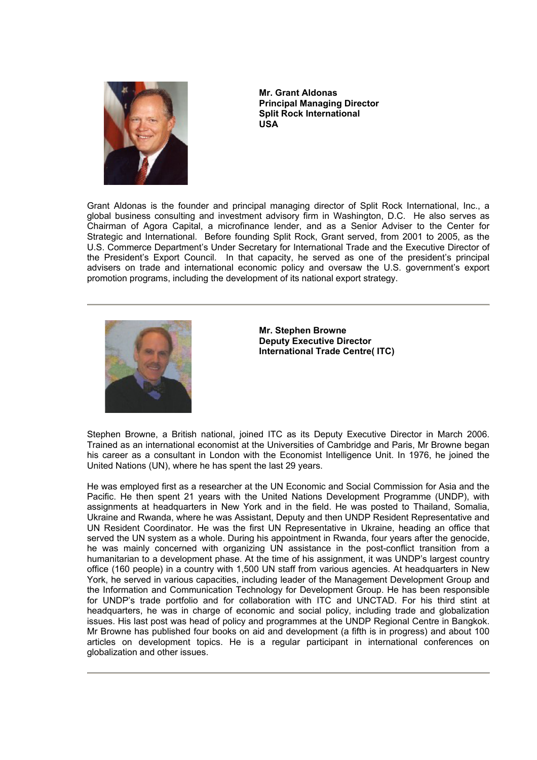**Mr. Grant Aldonas**
**Principal Managing Director**
**Split Rock International**
**USA**

Grant Aldonas is the founder and principal managing director of Split Rock International, Inc., a global business consulting and investment advisory firm in Washington, D.C. He also serves as Chairman of Agora Capital, a microfinance lender, and as a Senior Adviser to the Center for Strategic and International. Before founding Split Rock, Grant served, from 2001 to 2005, as the U.S. Commerce Department's Under Secretary for International Trade and the Executive Director of the President's Export Council. In that capacity, he served as one of the president's principal advisers on trade and international economic policy and oversaw the U.S. government's export promotion programs, including the development of its national export strategy.

---

**Mr. Stephen Browne**
**Deputy Executive Director**
**International Trade Centre( ITC)**

Stephen Browne, a British national, joined ITC as its Deputy Executive Director in March 2006. Trained as an international economist at the Universities of Cambridge and Paris, Mr Browne began his career as a consultant in London with the Economist Intelligence Unit. In 1976, he joined the United Nations (UN), where he has spent the last 29 years.

He was employed first as a researcher at the UN Economic and Social Commission for Asia and the Pacific. He then spent 21 years with the United Nations Development Programme (UNDP), with assignments at headquarters in New York and in the field. He was posted to Thailand, Somalia, Ukraine and Rwanda, where he was Assistant, Deputy and then UNDP Resident Representative and UN Resident Coordinator. He was the first UN Representative in Ukraine, heading an office that served the UN system as a whole. During his appointment in Rwanda, four years after the genocide, he was mainly concerned with organizing UN assistance in the post-conflict transition from a humanitarian to a development phase. At the time of his assignment, it was UNDP's largest country office (160 people) in a country with 1,500 UN staff from various agencies. At headquarters in New York, he served in various capacities, including leader of the Management Development Group and the Information and Communication Technology for Development Group. He has been responsible for UNDP's trade portfolio and for collaboration with ITC and UNCTAD. For his third stint at headquarters, he was in charge of economic and social policy, including trade and globalization issues. His last post was head of policy and programmes at the UNDP Regional Centre in Bangkok. Mr Browne has published four books on aid and development (a fifth is in progress) and about 100 articles on development topics. He is a regular participant in international conferences on globalization and other issues.

---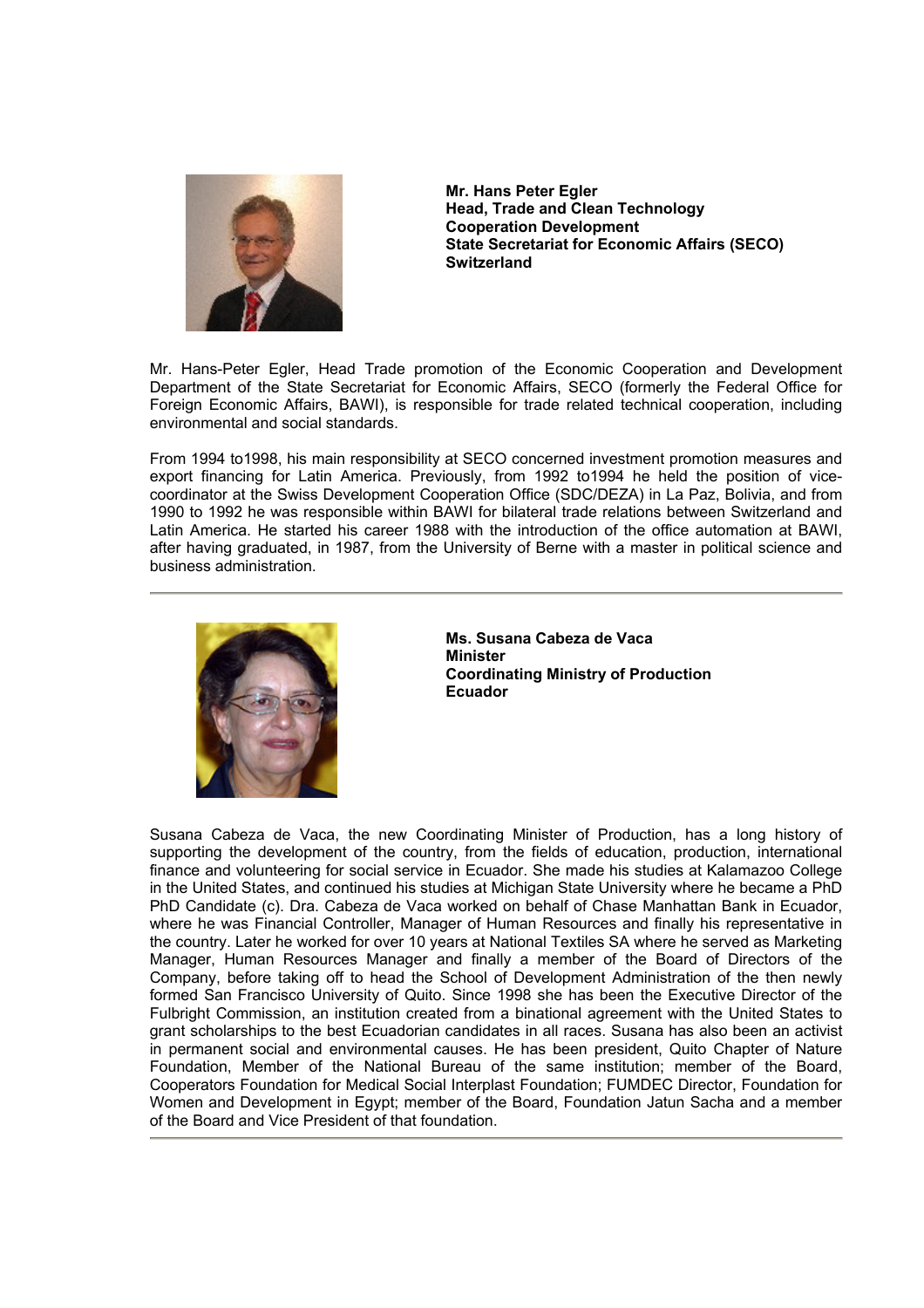**Mr. Hans Peter Egler**
**Head, Trade and Clean Technology**
**Cooperation Development**
**State Secretariat for Economic Affairs (SECO)**
**Switzerland**

Mr. Hans-Peter Egler, Head Trade promotion of the Economic Cooperation and Development Department of the State Secretariat for Economic Affairs, SECO (formerly the Federal Office for Foreign Economic Affairs, BAWI), is responsible for trade related technical cooperation, including environmental and social standards.

From 1994 to1998, his main responsibility at SECO concerned investment promotion measures and export financing for Latin America. Previously, from 1992 to1994 he held the position of vice-coordinator at the Swiss Development Cooperation Office (SDC/DEZA) in La Paz, Bolivia, and from 1990 to 1992 he was responsible within BAWI for bilateral trade relations between Switzerland and Latin America. He started his career 1988 with the introduction of the office automation at BAWI, after having graduated, in 1987, from the University of Berne with a master in political science and business administration.

---

**Ms. Susana Cabeza de Vaca**
**Minister**
**Coordinating Ministry of Production**
**Ecuador**

Susana Cabeza de Vaca, the new Coordinating Minister of Production, has a long history of supporting the development of the country, from the fields of education, production, international finance and volunteering for social service in Ecuador. She made his studies at Kalamazoo College in the United States, and continued his studies at Michigan State University where he became a PhD PhD Candidate (c). Dra. Cabeza de Vaca worked on behalf of Chase Manhattan Bank in Ecuador, where he was Financial Controller, Manager of Human Resources and finally his representative in the country. Later he worked for over 10 years at National Textiles SA where he served as Marketing Manager, Human Resources Manager and finally a member of the Board of Directors of the Company, before taking off to head the School of Development Administration of the then newly formed San Francisco University of Quito. Since 1998 she has been the Executive Director of the Fulbright Commission, an institution created from a binational agreement with the United States to grant scholarships to the best Ecuadorian candidates in all races. Susana has also been an activist in permanent social and environmental causes. He has been president, Quito Chapter of Nature Foundation, Member of the National Bureau of the same institution; member of the Board, Cooperators Foundation for Medical Social Interplast Foundation; FUMDEC Director, Foundation for Women and Development in Egypt; member of the Board, Foundation Jatun Sacha and a member of the Board and Vice President of that foundation.

---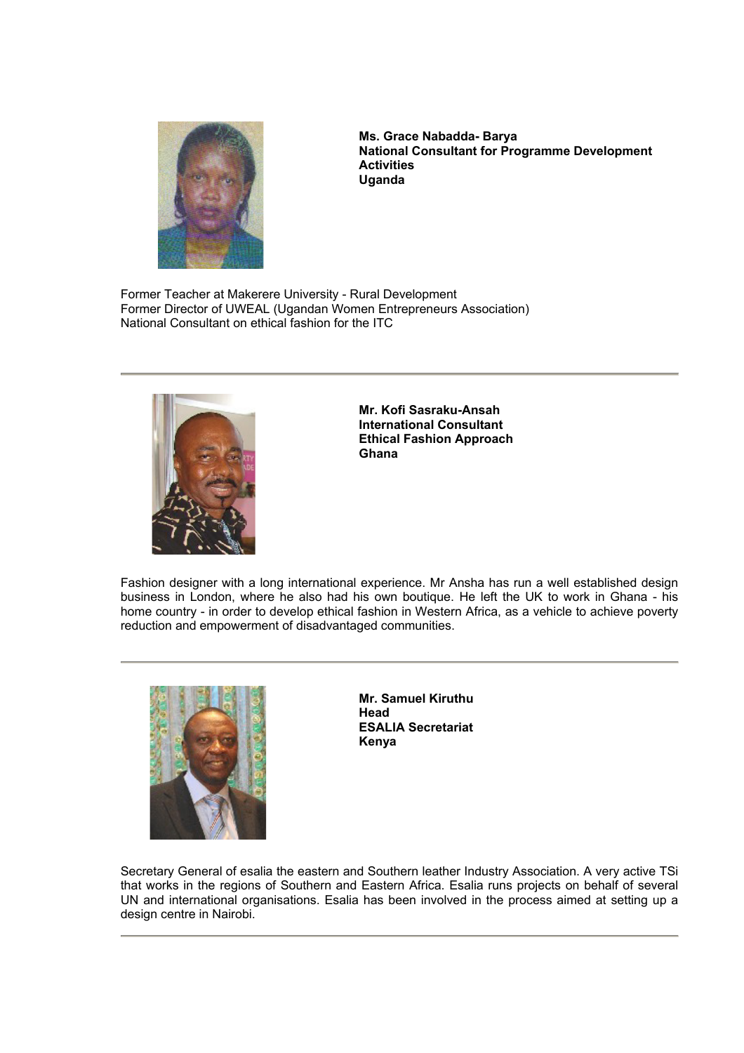**Ms. Grace Nabadda- Barya**
**National Consultant for Programme Development Activities**
**Uganda**

Former Teacher at Makerere University - Rural Development
Former Director of UWEAL (Ugandan Women Entrepreneurs Association)
National Consultant on ethical fashion for the ITC

---

**Mr. Kofi Sasraku-Ansah**
**International Consultant**
**Ethical Fashion Approach**
**Ghana**

Fashion designer with a long international experience. Mr Ansha has run a well established design business in London, where he also had his own boutique. He left the UK to work in Ghana - his home country - in order to develop ethical fashion in Western Africa, as a vehicle to achieve poverty reduction and empowerment of disadvantaged communities.

---

**Mr. Samuel Kiruthu**
**Head**
**ESALIA Secretariat**
**Kenya**

Secretary General of esalia the eastern and Southern leather Industry Association. A very active TSi that works in the regions of Southern and Eastern Africa. Esalia runs projects on behalf of several UN and international organisations. Esalia has been involved in the process aimed at setting up a design centre in Nairobi.

---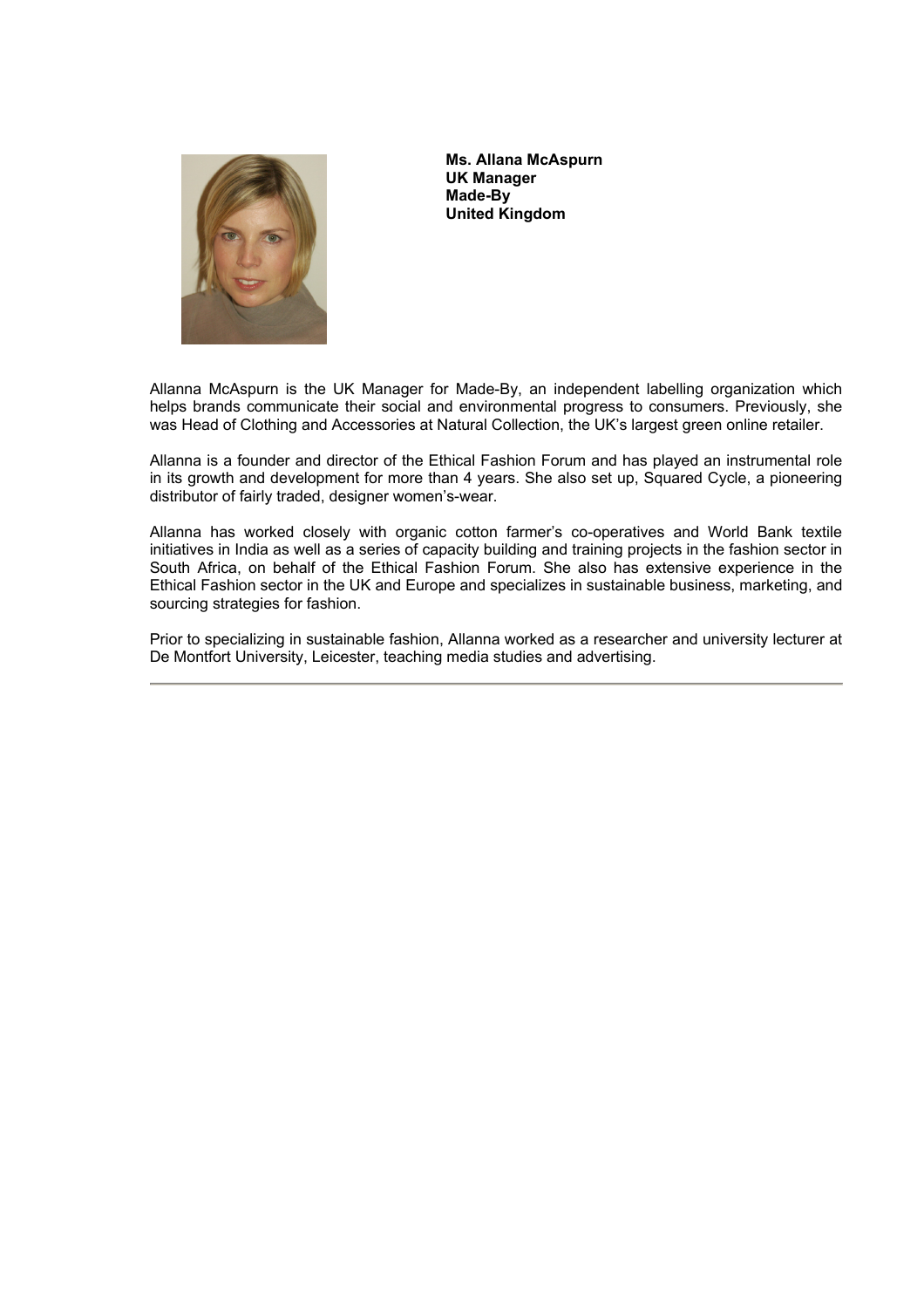**Ms. Allana McAspurn**
**UK Manager**
**Made-By**
**United Kingdom**

Allanna McAspurn is the UK Manager for Made-By, an independent labelling organization which helps brands communicate their social and environmental progress to consumers. Previously, she was Head of Clothing and Accessories at Natural Collection, the UK's largest green online retailer.

Allanna is a founder and director of the Ethical Fashion Forum and has played an instrumental role in its growth and development for more than 4 years. She also set up, Squared Cycle, a pioneering distributor of fairly traded, designer women's-wear.

Allanna has worked closely with organic cotton farmer's co-operatives and World Bank textile initiatives in India as well as a series of capacity building and training projects in the fashion sector in South Africa, on behalf of the Ethical Fashion Forum. She also has extensive experience in the Ethical Fashion sector in the UK and Europe and specializes in sustainable business, marketing, and sourcing strategies for fashion.

Prior to specializing in sustainable fashion, Allanna worked as a researcher and university lecturer at De Montfort University, Leicester, teaching media studies and advertising.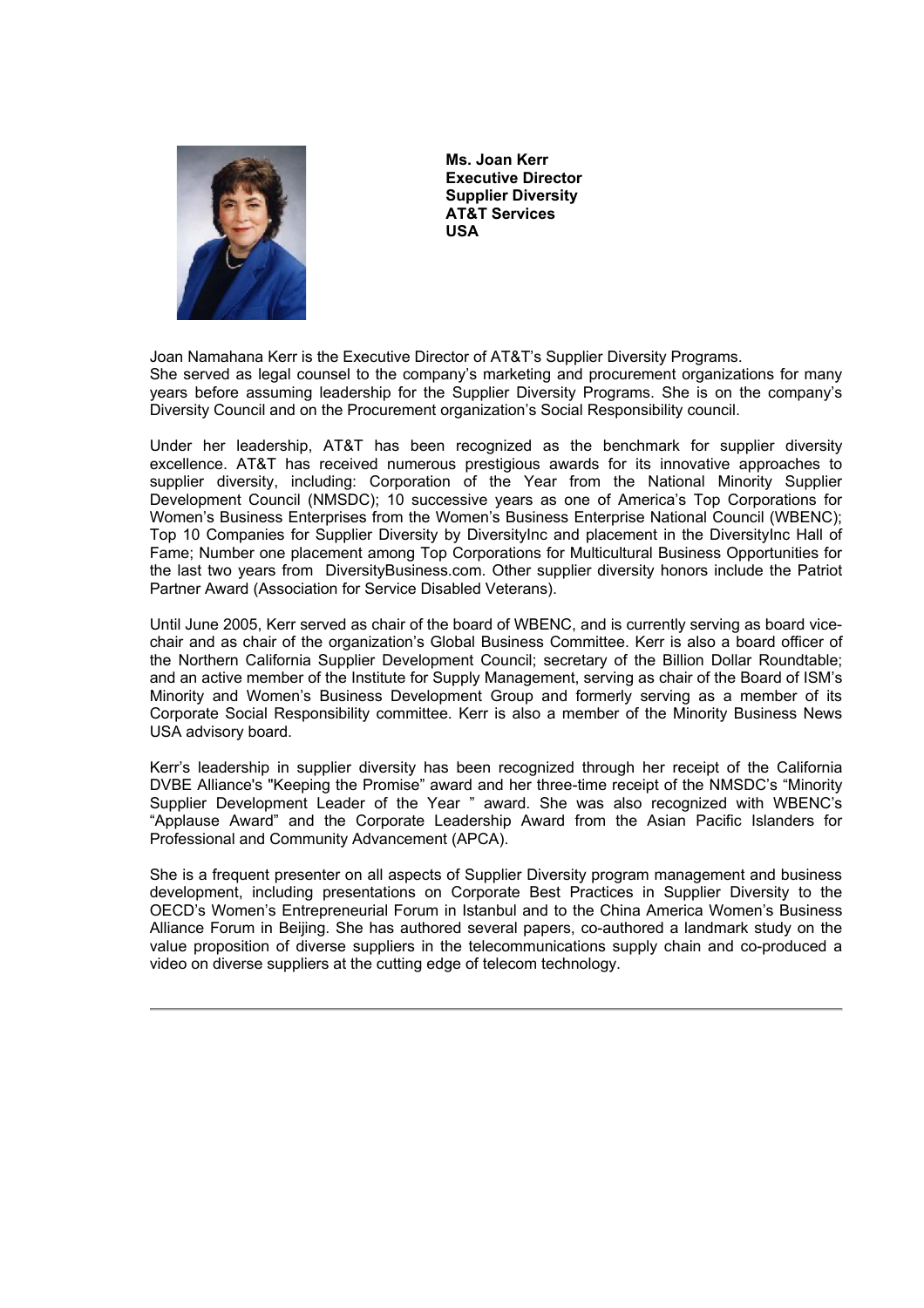**Ms. Joan Kerr**
**Executive Director**
**Supplier Diversity**
**AT&T Services**
**USA**

Joan Namahana Kerr is the Executive Director of AT&T's Supplier Diversity Programs. She served as legal counsel to the company's marketing and procurement organizations for many years before assuming leadership for the Supplier Diversity Programs. She is on the company's Diversity Council and on the Procurement organization's Social Responsibility council.

Under her leadership, AT&T has been recognized as the benchmark for supplier diversity excellence. AT&T has received numerous prestigious awards for its innovative approaches to supplier diversity, including: Corporation of the Year from the National Minority Supplier Development Council (NMSDC); 10 successive years as one of America's Top Corporations for Women's Business Enterprises from the Women's Business Enterprise National Council (WBENC); Top 10 Companies for Supplier Diversity by DiversityInc and placement in the DiversityInc Hall of Fame; Number one placement among Top Corporations for Multicultural Business Opportunities for the last two years from DiversityBusiness.com. Other supplier diversity honors include the Patriot Partner Award (Association for Service Disabled Veterans).

Until June 2005, Kerr served as chair of the board of WBENC, and is currently serving as board vice-chair and as chair of the organization's Global Business Committee. Kerr is also a board officer of the Northern California Supplier Development Council; secretary of the Billion Dollar Roundtable; and an active member of the Institute for Supply Management, serving as chair of the Board of ISM's Minority and Women's Business Development Group and formerly serving as a member of its Corporate Social Responsibility committee. Kerr is also a member of the Minority Business News USA advisory board.

Kerr's leadership in supplier diversity has been recognized through her receipt of the California DVBE Alliance's "Keeping the Promise" award and her three-time receipt of the NMSDC's "Minority Supplier Development Leader of the Year " award. She was also recognized with WBENC's "Applause Award" and the Corporate Leadership Award from the Asian Pacific Islanders for Professional and Community Advancement (APCA).

She is a frequent presenter on all aspects of Supplier Diversity program management and business development, including presentations on Corporate Best Practices in Supplier Diversity to the OECD's Women's Entrepreneurial Forum in Istanbul and to the China America Women's Business Alliance Forum in Beijing. She has authored several papers, co-authored a landmark study on the value proposition of diverse suppliers in the telecommunications supply chain and co-produced a video on diverse suppliers at the cutting edge of telecom technology.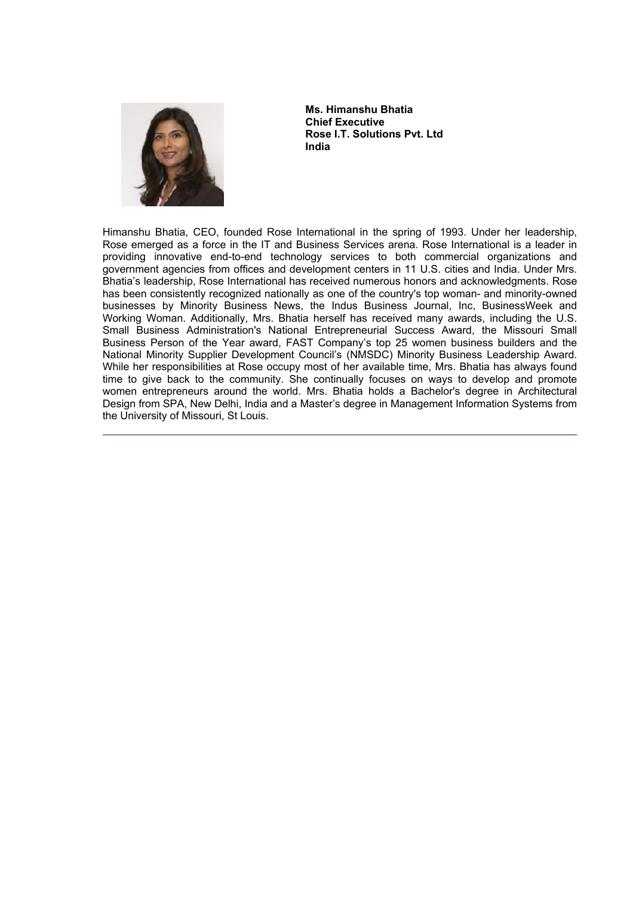**Ms. Himanshu Bhatia**
**Chief Executive**
**Rose I.T. Solutions Pvt. Ltd**
**India**

Himanshu Bhatia, CEO, founded Rose International in the spring of 1993. Under her leadership, Rose emerged as a force in the IT and Business Services arena. Rose International is a leader in providing innovative end-to-end technology services to both commercial organizations and government agencies from offices and development centers in 11 U.S. cities and India. Under Mrs. Bhatia's leadership, Rose International has received numerous honors and acknowledgments. Rose has been consistently recognized nationally as one of the country's top woman- and minority-owned businesses by Minority Business News, the Indus Business Journal, Inc, BusinessWeek and Working Woman. Additionally, Mrs. Bhatia herself has received many awards, including the U.S. Small Business Administration's National Entrepreneurial Success Award, the Missouri Small Business Person of the Year award, FAST Company's top 25 women business builders and the National Minority Supplier Development Council's (NMSDC) Minority Business Leadership Award. While her responsibilities at Rose occupy most of her available time, Mrs. Bhatia has always found time to give back to the community. She continually focuses on ways to develop and promote women entrepreneurs around the world. Mrs. Bhatia holds a Bachelor's degree in Architectural Design from SPA, New Delhi, India and a Master's degree in Management Information Systems from the University of Missouri, St Louis.